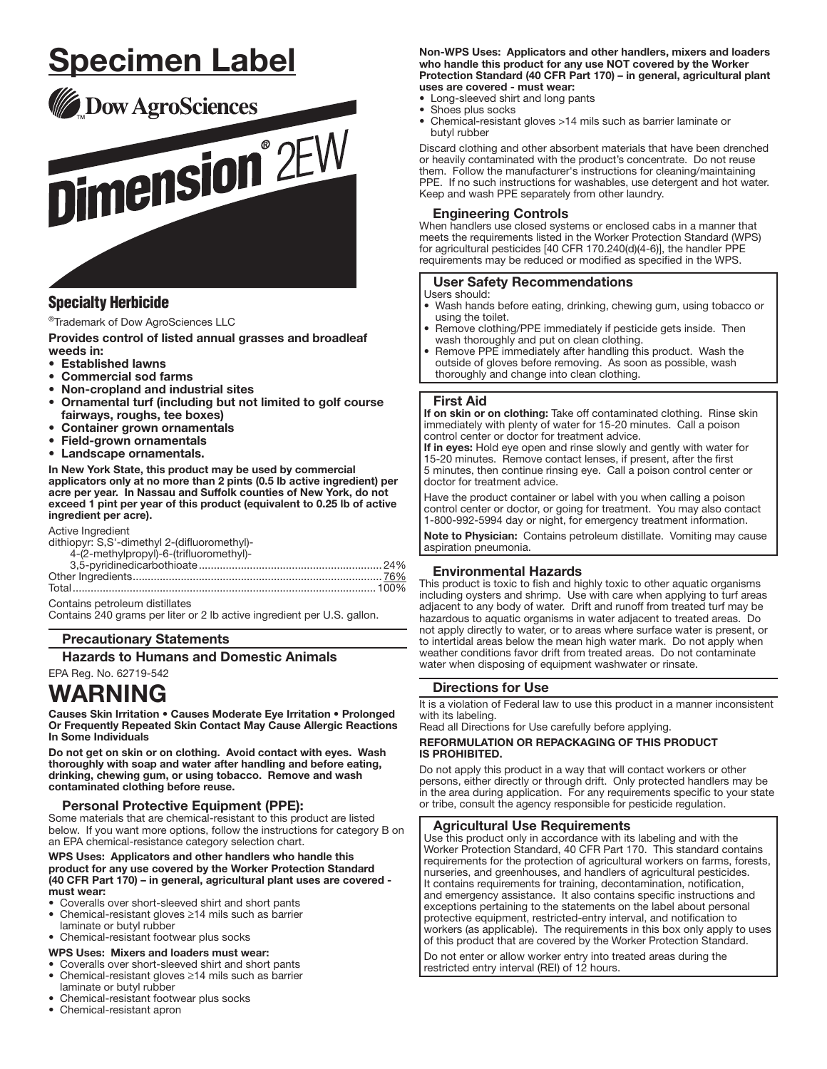# Specimen Label

Dow AgroSciences

# Dimension® 2EW

## Specialty Herbicide

®Trademark of Dow AgroSciences LLC

**Provides control of listed annual grasses and broadleaf weeds in:**

- **Established lawns**
- **Commercial sod farms**
- **Non-cropland and industrial sites**
- **Ornamental turf (including but not limited to golf course fairways, roughs, tee boxes)**
- **Container grown ornamentals**
- **Field-grown ornamentals**
- **Landscape ornamentals.**

**In New York State, this product may be used by commercial applicators only at no more than 2 pints (0.5 lb active ingredient) per acre per year. In Nassau and Suffolk counties of New York, do not exceed 1 pint per year of this product (equivalent to 0.25 lb of active ingredient per acre).**

Active Ingredient
dithiopyr: S,S'-dimethyl 2-(difluoromethyl)-4-(2-methylpropyl)-6-(trifluoromethyl)-3,5-pyridinedicarbothioate .......... 24%
Other Ingredients .......... 76%
Total .......... 100%

Contains petroleum distillates
Contains 240 grams per liter or 2 lb active ingredient per U.S. gallon.

### Precautionary Statements

### Hazards to Humans and Domestic Animals

EPA Reg. No. 62719-542

# WARNING

**Causes Skin Irritation • Causes Moderate Eye Irritation • Prolonged Or Frequently Repeated Skin Contact May Cause Allergic Reactions In Some Individuals**

**Do not get on skin or on clothing. Avoid contact with eyes. Wash thoroughly with soap and water after handling and before eating, drinking, chewing gum, or using tobacco. Remove and wash contaminated clothing before reuse.**

### Personal Protective Equipment (PPE):

Some materials that are chemical-resistant to this product are listed below. If you want more options, follow the instructions for category B on an EPA chemical-resistance category selection chart.

**WPS Uses: Applicators and other handlers who handle this product for any use covered by the Worker Protection Standard (40 CFR Part 170) – in general, agricultural plant uses are covered - must wear:**

- Coveralls over short-sleeved shirt and short pants
- Chemical-resistant gloves ≥14 mils such as barrier laminate or butyl rubber
- Chemical-resistant footwear plus socks

**WPS Uses: Mixers and loaders must wear:**

- Coveralls over short-sleeved shirt and short pants
- Chemical-resistant gloves ≥14 mils such as barrier laminate or butyl rubber
- Chemical-resistant footwear plus socks
- Chemical-resistant apron

**Non-WPS Uses: Applicators and other handlers, mixers and loaders who handle this product for any use NOT covered by the Worker Protection Standard (40 CFR Part 170) – in general, agricultural plant uses are covered - must wear:**

- Long-sleeved shirt and long pants
- Shoes plus socks
- Chemical-resistant gloves >14 mils such as barrier laminate or butyl rubber

Discard clothing and other absorbent materials that have been drenched or heavily contaminated with the product's concentrate. Do not reuse them. Follow the manufacturer's instructions for cleaning/maintaining PPE. If no such instructions for washables, use detergent and hot water. Keep and wash PPE separately from other laundry.

### Engineering Controls

When handlers use closed systems or enclosed cabs in a manner that meets the requirements listed in the Worker Protection Standard (WPS) for agricultural pesticides [40 CFR 170.240(d)(4-6)], the handler PPE requirements may be reduced or modified as specified in the WPS.

### User Safety Recommendations

Users should:

- Wash hands before eating, drinking, chewing gum, using tobacco or using the toilet.
- Remove clothing/PPE immediately if pesticide gets inside. Then wash thoroughly and put on clean clothing.
- Remove PPE immediately after handling this product. Wash the outside of gloves before removing. As soon as possible, wash thoroughly and change into clean clothing.

### First Aid

**If on skin or on clothing:** Take off contaminated clothing. Rinse skin immediately with plenty of water for 15-20 minutes. Call a poison control center or doctor for treatment advice.

**If in eyes:** Hold eye open and rinse slowly and gently with water for 15-20 minutes. Remove contact lenses, if present, after the first 5 minutes, then continue rinsing eye. Call a poison control center or doctor for treatment advice.

Have the product container or label with you when calling a poison control center or doctor, or going for treatment. You may also contact 1-800-992-5994 day or night, for emergency treatment information.

**Note to Physician:** Contains petroleum distillate. Vomiting may cause aspiration pneumonia.

### Environmental Hazards

This product is toxic to fish and highly toxic to other aquatic organisms including oysters and shrimp. Use with care when applying to turf areas adjacent to any body of water. Drift and runoff from treated turf may be hazardous to aquatic organisms in water adjacent to treated areas. Do not apply directly to water, or to areas where surface water is present, or to intertidal areas below the mean high water mark. Do not apply when weather conditions favor drift from treated areas. Do not contaminate water when disposing of equipment washwater or rinsate.

### Directions for Use

It is a violation of Federal law to use this product in a manner inconsistent with its labeling.

Read all Directions for Use carefully before applying.

**REFORMULATION OR REPACKAGING OF THIS PRODUCT IS PROHIBITED.**

Do not apply this product in a way that will contact workers or other persons, either directly or through drift. Only protected handlers may be in the area during application. For any requirements specific to your state or tribe, consult the agency responsible for pesticide regulation.

### Agricultural Use Requirements

Use this product only in accordance with its labeling and with the Worker Protection Standard, 40 CFR Part 170. This standard contains requirements for the protection of agricultural workers on farms, forests, nurseries, and greenhouses, and handlers of agricultural pesticides. It contains requirements for training, decontamination, notification, and emergency assistance. It also contains specific instructions and exceptions pertaining to the statements on the label about personal protective equipment, restricted-entry interval, and notification to workers (as applicable). The requirements in this box only apply to uses of this product that are covered by the Worker Protection Standard.

Do not enter or allow worker entry into treated areas during the restricted entry interval (REI) of 12 hours.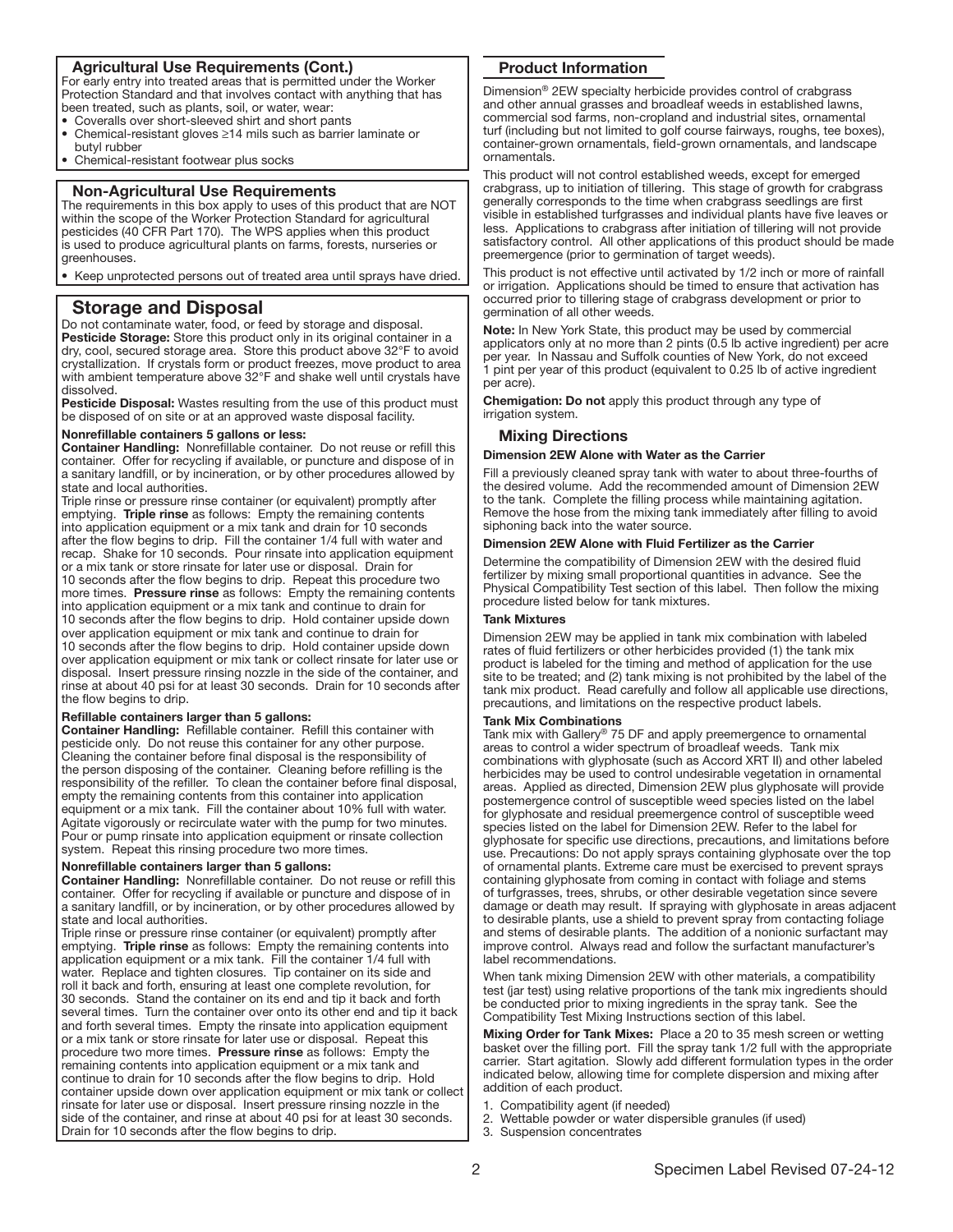## Agricultural Use Requirements (Cont.)

For early entry into treated areas that is permitted under the Worker Protection Standard and that involves contact with anything that has been treated, such as plants, soil, or water, wear:

- Coveralls over short-sleeved shirt and short pants
- Chemical-resistant gloves ≥14 mils such as barrier laminate or butyl rubber
- Chemical-resistant footwear plus socks

## Non-Agricultural Use Requirements

The requirements in this box apply to uses of this product that are NOT within the scope of the Worker Protection Standard for agricultural pesticides (40 CFR Part 170). The WPS applies when this product is used to produce agricultural plants on farms, forests, nurseries or greenhouses.

- Keep unprotected persons out of treated area until sprays have dried.

## Storage and Disposal

Do not contaminate water, food, or feed by storage and disposal.

**Pesticide Storage:** Store this product only in its original container in a dry, cool, secured storage area. Store this product above 32°F to avoid crystallization. If crystals form or product freezes, move product to area with ambient temperature above 32°F and shake well until crystals have dissolved.

**Pesticide Disposal:** Wastes resulting from the use of this product must be disposed of on site or at an approved waste disposal facility.

**Nonrefillable containers 5 gallons or less:**

**Container Handling:** Nonrefillable container. Do not reuse or refill this container. Offer for recycling if available, or puncture and dispose of in a sanitary landfill, or by incineration, or by other procedures allowed by state and local authorities.

Triple rinse or pressure rinse container (or equivalent) promptly after emptying. **Triple rinse** as follows: Empty the remaining contents into application equipment or a mix tank and drain for 10 seconds after the flow begins to drip. Fill the container 1/4 full with water and recap. Shake for 10 seconds. Pour rinsate into application equipment or a mix tank or store rinsate for later use or disposal. Drain for 10 seconds after the flow begins to drip. Repeat this procedure two more times. **Pressure rinse** as follows: Empty the remaining contents into application equipment or a mix tank and continue to drain for 10 seconds after the flow begins to drip. Hold container upside down over application equipment or mix tank and continue to drain for 10 seconds after the flow begins to drip. Hold container upside down over application equipment or mix tank or collect rinsate for later use or disposal. Insert pressure rinsing nozzle in the side of the container, and rinse at about 40 psi for at least 30 seconds. Drain for 10 seconds after the flow begins to drip.

**Refillable containers larger than 5 gallons:**

**Container Handling:** Refillable container. Refill this container with pesticide only. Do not reuse this container for any other purpose. Cleaning the container before final disposal is the responsibility of the person disposing of the container. Cleaning before refilling is the responsibility of the refiller. To clean the container before final disposal, empty the remaining contents from this container into application equipment or a mix tank. Fill the container about 10% full with water. Agitate vigorously or recirculate water with the pump for two minutes. Pour or pump rinsate into application equipment or rinsate collection system. Repeat this rinsing procedure two more times.

**Nonrefillable containers larger than 5 gallons:**

**Container Handling:** Nonrefillable container. Do not reuse or refill this container. Offer for recycling if available or puncture and dispose of in a sanitary landfill, or by incineration, or by other procedures allowed by state and local authorities.

Triple rinse or pressure rinse container (or equivalent) promptly after emptying. **Triple rinse** as follows: Empty the remaining contents into application equipment or a mix tank. Fill the container 1/4 full with water. Replace and tighten closures. Tip container on its side and roll it back and forth, ensuring at least one complete revolution, for 30 seconds. Stand the container on its end and tip it back and forth several times. Turn the container over onto its other end and tip it back and forth several times. Empty the rinsate into application equipment or a mix tank or store rinsate for later use or disposal. Repeat this procedure two more times. **Pressure rinse** as follows: Empty the remaining contents into application equipment or a mix tank and continue to drain for 10 seconds after the flow begins to drip. Hold container upside down over application equipment or mix tank or collect rinsate for later use or disposal. Insert pressure rinsing nozzle in the side of the container, and rinse at about 40 psi for at least 30 seconds. Drain for 10 seconds after the flow begins to drip.

## Product Information

Dimension® 2EW specialty herbicide provides control of crabgrass and other annual grasses and broadleaf weeds in established lawns, commercial sod farms, non-cropland and industrial sites, ornamental turf (including but not limited to golf course fairways, roughs, tee boxes), container-grown ornamentals, field-grown ornamentals, and landscape ornamentals.

This product will not control established weeds, except for emerged crabgrass, up to initiation of tillering. This stage of growth for crabgrass generally corresponds to the time when crabgrass seedlings are first visible in established turfgrasses and individual plants have five leaves or less. Applications to crabgrass after initiation of tillering will not provide satisfactory control. All other applications of this product should be made preemergence (prior to germination of target weeds).

This product is not effective until activated by 1/2 inch or more of rainfall or irrigation. Applications should be timed to ensure that activation has occurred prior to tillering stage of crabgrass development or prior to germination of all other weeds.

**Note:** In New York State, this product may be used by commercial applicators only at no more than 2 pints (0.5 lb active ingredient) per acre per year. In Nassau and Suffolk counties of New York, do not exceed 1 pint per year of this product (equivalent to 0.25 lb of active ingredient per acre).

**Chemigation: Do not** apply this product through any type of irrigation system.

### Mixing Directions

**Dimension 2EW Alone with Water as the Carrier**

Fill a previously cleaned spray tank with water to about three-fourths of the desired volume. Add the recommended amount of Dimension 2EW to the tank. Complete the filling process while maintaining agitation. Remove the hose from the mixing tank immediately after filling to avoid siphoning back into the water source.

**Dimension 2EW Alone with Fluid Fertilizer as the Carrier**

Determine the compatibility of Dimension 2EW with the desired fluid fertilizer by mixing small proportional quantities in advance. See the Physical Compatibility Test section of this label. Then follow the mixing procedure listed below for tank mixtures.

**Tank Mixtures**

Dimension 2EW may be applied in tank mix combination with labeled rates of fluid fertilizers or other herbicides provided (1) the tank mix product is labeled for the timing and method of application for the use site to be treated; and (2) tank mixing is not prohibited by the label of the tank mix product. Read carefully and follow all applicable use directions, precautions, and limitations on the respective product labels.

**Tank Mix Combinations**

Tank mix with Gallery® 75 DF and apply preemergence to ornamental areas to control a wider spectrum of broadleaf weeds. Tank mix combinations with glyphosate (such as Accord XRT II) and other labeled herbicides may be used to control undesirable vegetation in ornamental areas. Applied as directed, Dimension 2EW plus glyphosate will provide postemergence control of susceptible weed species listed on the label for glyphosate and residual preemergence control of susceptible weed species listed on the label for Dimension 2EW. Refer to the label for glyphosate for specific use directions, precautions, and limitations before use. Precautions: Do not apply sprays containing glyphosate over the top of ornamental plants. Extreme care must be exercised to prevent sprays containing glyphosate from coming in contact with foliage and stems of turfgrasses, trees, shrubs, or other desirable vegetation since severe damage or death may result. If spraying with glyphosate in areas adjacent to desirable plants, use a shield to prevent spray from contacting foliage and stems of desirable plants. The addition of a nonionic surfactant may improve control. Always read and follow the surfactant manufacturer's label recommendations.

When tank mixing Dimension 2EW with other materials, a compatibility test (jar test) using relative proportions of the tank mix ingredients should be conducted prior to mixing ingredients in the spray tank. See the Compatibility Test Mixing Instructions section of this label.

**Mixing Order for Tank Mixes:** Place a 20 to 35 mesh screen or wetting basket over the filling port. Fill the spray tank 1/2 full with the appropriate carrier. Start agitation. Slowly add different formulation types in the order indicated below, allowing time for complete dispersion and mixing after addition of each product.

1. Compatibility agent (if needed)
2. Wettable powder or water dispersible granules (if used)
3. Suspension concentrates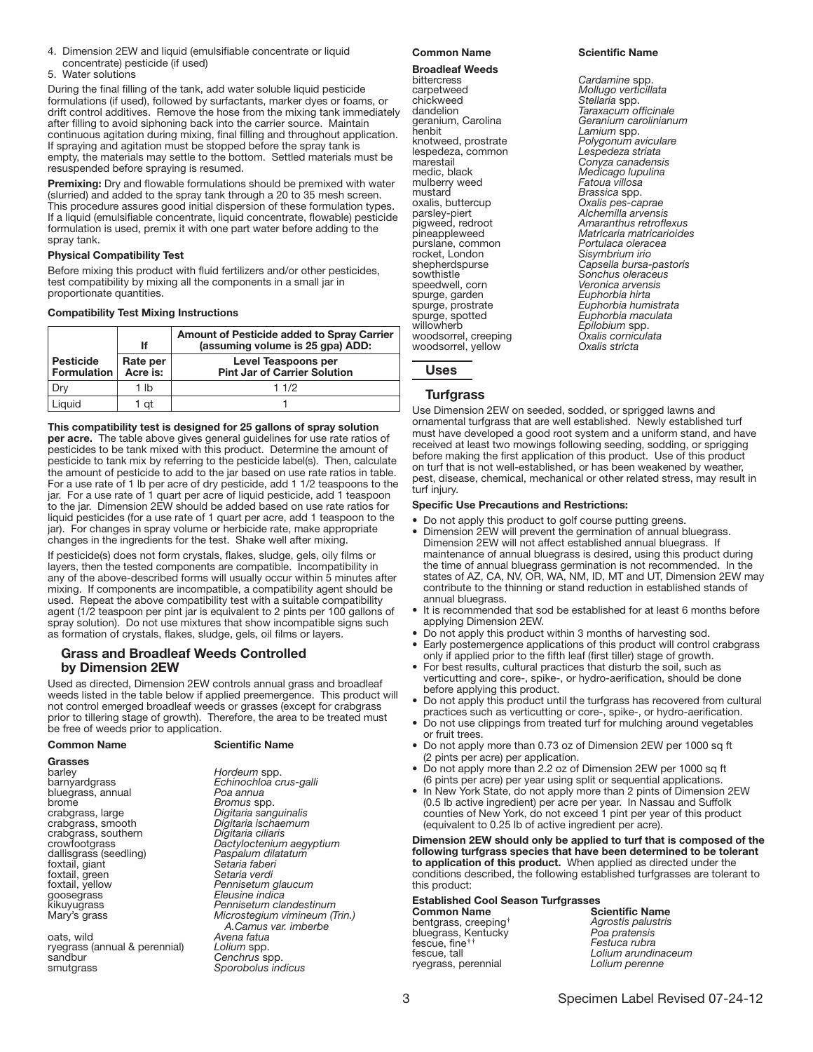4. Dimension 2EW and liquid (emulsifiable concentrate or liquid concentrate) pesticide (if used)
5. Water solutions

During the final filling of the tank, add water soluble liquid pesticide formulations (if used), followed by surfactants, marker dyes or foams, or drift control additives. Remove the hose from the mixing tank immediately after filling to avoid siphoning back into the carrier source. Maintain continuous agitation during mixing, final filling and throughout application. If spraying and agitation must be stopped before the spray tank is empty, the materials may settle to the bottom. Settled materials must be resuspended before spraying is resumed.

**Premixing:** Dry and flowable formulations should be premixed with water (slurried) and added to the spray tank through a 20 to 35 mesh screen. This procedure assures good initial dispersion of these formulation types. If a liquid (emulsifiable concentrate, liquid concentrate, flowable) pesticide formulation is used, premix it with one part water before adding to the spray tank.

**Physical Compatibility Test**

Before mixing this product with fluid fertilizers and/or other pesticides, test compatibility by mixing all the components in a small jar in proportionate quantities.

**Compatibility Test Mixing Instructions**

| | If | Amount of Pesticide added to Spray Carrier (assuming volume is 25 gpa) ADD: |
|---|---|---|
| **Pesticide Formulation** | **Rate per Acre is:** | **Level Teaspoons per Pint Jar of Carrier Solution** |
| Dry | 1 lb | 1 1/2 |
| Liquid | 1 qt | 1 |

**This compatibility test is designed for 25 gallons of spray solution per acre.** The table above gives general guidelines for use rate ratios of pesticides to be tank mixed with this product. Determine the amount of pesticide to tank mix by referring to the pesticide label(s). Then, calculate the amount of pesticide to add to the jar based on use rate ratios in table. For a use rate of 1 lb per acre of dry pesticide, add 1 1/2 teaspoons to the jar. For a use rate of 1 quart per acre of liquid pesticide, add 1 teaspoon to the jar. Dimension 2EW should be added based on use rate ratios for liquid pesticides (for a use rate of 1 quart per acre, add 1 teaspoon to the jar). For changes in spray volume or herbicide rate, make appropriate changes in the ingredients for the test. Shake well after mixing.

If pesticide(s) does not form crystals, flakes, sludge, gels, oily films or layers, then the tested components are compatible. Incompatibility in any of the above-described forms will usually occur within 5 minutes after mixing. If components are incompatible, a compatibility agent should be used. Repeat the above compatibility test with a suitable compatibility agent (1/2 teaspoon per pint jar is equivalent to 2 pints per 100 gallons of spray solution). Do not use mixtures that show incompatible signs such as formation of crystals, flakes, sludge, gels, oil films or layers.

## Grass and Broadleaf Weeds Controlled by Dimension 2EW

Used as directed, Dimension 2EW controls annual grass and broadleaf weeds listed in the table below if applied preemergence. This product will not control emerged broadleaf weeds or grasses (except for crabgrass prior to tillering stage of growth). Therefore, the area to be treated must be free of weeds prior to application.

| Common Name | Scientific Name |
|---|---|
| **Grasses** | |
| barley | *Hordeum* spp. |
| barnyardgrass | *Echinochloa crus-galli* |
| bluegrass, annual | *Poa annua* |
| brome | *Bromus* spp. |
| crabgrass, large | *Digitaria sanguinalis* |
| crabgrass, smooth | *Digitaria ischaemum* |
| crabgrass, southern | *Digitaria ciliaris* |
| crowfootgrass | *Dactyloctenium aegyptium* |
| dallisgrass (seedling) | *Paspalum dilatatum* |
| foxtail, giant | *Setaria faberi* |
| foxtail, green | *Setaria verdi* |
| foxtail, yellow | *Pennisetum glaucum* |
| goosegrass | *Eleusine indica* |
| kikuyugrass | *Pennisetum clandestinum* |
| Mary's grass | *Microstegium vimineum (Trin.) A.Camus var. imberbe* |
| oats, wild | *Avena fatua* |
| ryegrass (annual & perennial) | *Lolium* spp. |
| sandbur | *Cenchrus* spp. |
| smutgrass | *Sporobolus indicus* |
| **Broadleaf Weeds** | |
| bittercress | *Cardamine* spp. |
| carpetweed | *Mollugo verticillata* |
| chickweed | *Stellaria* spp. |
| dandelion | *Taraxacum officinale* |
| geranium, Carolina | *Geranium carolinianum* |
| henbit | *Lamium* spp. |
| knotweed, prostrate | *Polygonum aviculare* |
| lespedeza, common | *Lespedeza striata* |
| marestail | *Conyza canadensis* |
| medic, black | *Medicago lupulina* |
| mulberry weed | *Fatoua villosa* |
| mustard | *Brassica* spp. |
| oxalis, buttercup | *Oxalis pes-caprae* |
| parsley-piert | *Alchemilla arvensis* |
| pigweed, redroot | *Amaranthus retroflexus* |
| pineappleweed | *Matricaria matricarioides* |
| purslane, common | *Portulaca oleracea* |
| rocket, London | *Sisymbrium irio* |
| shepherdspurse | *Capsella bursa-pastoris* |
| sowthistle | *Sonchus oleraceus* |
| speedwell, corn | *Veronica arvensis* |
| spurge, garden | *Euphorbia hirta* |
| spurge, prostrate | *Euphorbia humistrata* |
| spurge, spotted | *Euphorbia maculata* |
| willowherb | *Epilobium* spp. |
| woodsorrel, creeping | *Oxalis corniculata* |
| woodsorrel, yellow | *Oxalis stricta* |

## Uses

### Turfgrass

Use Dimension 2EW on seeded, sodded, or sprigged lawns and ornamental turfgrass that are well established. Newly established turf must have developed a good root system and a uniform stand, and have received at least two mowings following seeding, sodding, or sprigging before making the first application of this product. Use of this product on turf that is not well-established, or has been weakened by weather, pest, disease, chemical, mechanical or other related stress, may result in turf injury.

**Specific Use Precautions and Restrictions:**

- Do not apply this product to golf course putting greens.
- Dimension 2EW will prevent the germination of annual bluegrass. Dimension 2EW will not affect established annual bluegrass. If maintenance of annual bluegrass is desired, using this product during the time of annual bluegrass germination is not recommended. In the states of AZ, CA, NV, OR, WA, NM, ID, MT and UT, Dimension 2EW may contribute to the thinning or stand reduction in established stands of annual bluegrass.
- It is recommended that sod be established for at least 6 months before applying Dimension 2EW.
- Do not apply this product within 3 months of harvesting sod.
- Early postemergence applications of this product will control crabgrass only if applied prior to the fifth leaf (first tiller) stage of growth.
- For best results, cultural practices that disturb the soil, such as verticutting and core-, spike-, or hydro-aerification, should be done before applying this product.
- Do not apply this product until the turfgrass has recovered from cultural practices such as verticutting or core-, spike-, or hydro-aerification.
- Do not use clippings from treated turf for mulching around vegetables or fruit trees.
- Do not apply more than 0.73 oz of Dimension 2EW per 1000 sq ft (2 pints per acre) per application.
- Do not apply more than 2.2 oz of Dimension 2EW per 1000 sq ft (6 pints per acre) per year using split or sequential applications.
- In New York State, do not apply more than 2 pints of Dimension 2EW (0.5 lb active ingredient) per acre per year. In Nassau and Suffolk counties of New York, do not exceed 1 pint per year of this product (equivalent to 0.25 lb of active ingredient per acre).

**Dimension 2EW should only be applied to turf that is composed of the following turfgrass species that have been determined to be tolerant to application of this product.** When applied as directed under the conditions described, the following established turfgrasses are tolerant to this product:

**Established Cool Season Turfgrasses**

| Common Name | Scientific Name |
|---|---|
| bentgrass, creeping[†] | *Agrostis palustris* |
| bluegrass, Kentucky | *Poa pratensis* |
| fescue, fine[††] | *Festuca rubra* |
| fescue, tall | *Lolium arundinaceum* |
| ryegrass, perennial | *Lolium perenne* |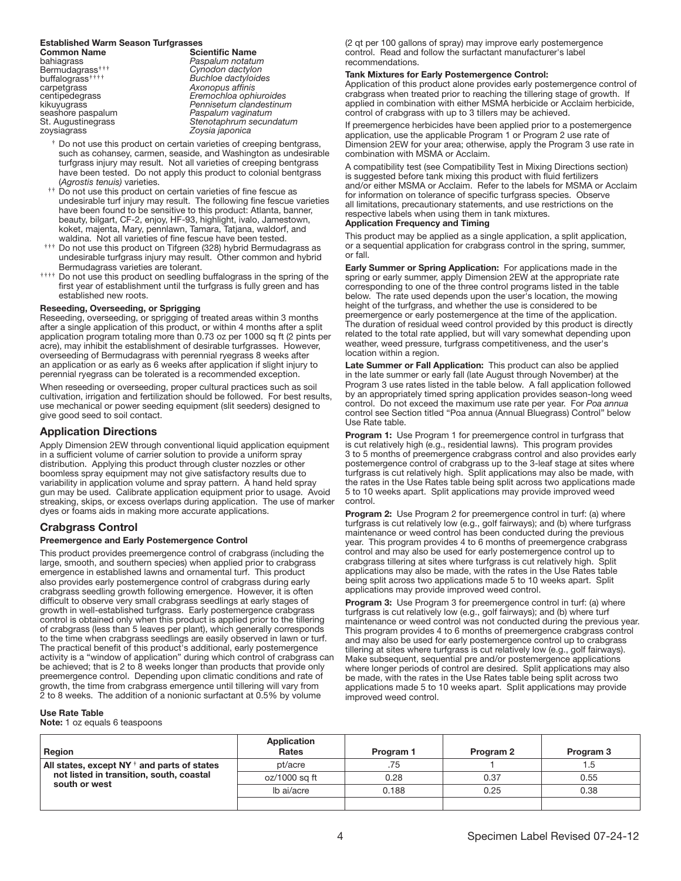**Established Warm Season Turfgrasses**

| Common Name | Scientific Name |
| --- | --- |
| bahiagrass | *Paspalum notatum* |
| Bermudagrass††† | *Cynodon dactylon* |
| buffalograss†††† | *Buchloe dactyloides* |
| carpetgrass | *Axonopus affinis* |
| centipedegrass | *Eremochloa ophiuroides* |
| kikuyugrass | *Pennisetum clandestinum* |
| seashore paspalum | *Paspalum vaginatum* |
| St. Augustinegrass | *Stenotaphrum secundatum* |
| zoysiagrass | *Zoysia japonica* |

† Do not use this product on certain varieties of creeping bentgrass, such as cohansey, carmen, seaside, and Washington as undesirable turfgrass injury may result. Not all varieties of creeping bentgrass have been tested. Do not apply this product to colonial bentgrass (*Agrostis tenuis)* varieties.

†† Do not use this product on certain varieties of fine fescue as undesirable turf injury may result. The following fine fescue varieties have been found to be sensitive to this product: Atlanta, banner, beauty, bilgart, CF-2, enjoy, HF-93, highlight, ivalo, Jamestown, koket, majenta, Mary, pennlawn, Tamara, Tatjana, waldorf, and waldina. Not all varieties of fine fescue have been tested.

††† Do not use this product on Tifgreen (328) hybrid Bermudagrass as undesirable turfgrass injury may result. Other common and hybrid Bermudagrass varieties are tolerant.

†††† Do not use this product on seedling buffalograss in the spring of the first year of establishment until the turfgrass is fully green and has established new roots.

**Reseeding, Overseeding, or Sprigging**

Reseeding, overseeding, or sprigging of treated areas within 3 months after a single application of this product, or within 4 months after a split application program totaling more than 0.73 oz per 1000 sq ft (2 pints per acre), may inhibit the establishment of desirable turfgrasses. However, overseeding of Bermudagrass with perennial ryegrass 8 weeks after an application or as early as 6 weeks after application if slight injury to perennial ryegrass can be tolerated is a recommended exception.

When reseeding or overseeding, proper cultural practices such as soil cultivation, irrigation and fertilization should be followed. For best results, use mechanical or power seeding equipment (slit seeders) designed to give good seed to soil contact.

## Application Directions

Apply Dimension 2EW through conventional liquid application equipment in a sufficient volume of carrier solution to provide a uniform spray distribution. Applying this product through cluster nozzles or other boomless spray equipment may not give satisfactory results due to variability in application volume and spray pattern. A hand held spray gun may be used. Calibrate application equipment prior to usage. Avoid streaking, skips, or excess overlaps during application. The use of marker dyes or foams aids in making more accurate applications.

## Crabgrass Control

**Preemergence and Early Postemergence Control**

This product provides preemergence control of crabgrass (including the large, smooth, and southern species) when applied prior to crabgrass emergence in established lawns and ornamental turf. This product also provides early postemergence control of crabgrass during early crabgrass seedling growth following emergence. However, it is often difficult to observe very small crabgrass seedlings at early stages of growth in well-established turfgrass. Early postemergence crabgrass control is obtained only when this product is applied prior to the tillering of crabgrass (less than 5 leaves per plant), which generally corresponds to the time when crabgrass seedlings are easily observed in lawn or turf. The practical benefit of this product's additional, early postemergence activity is a "window of application" during which control of crabgrass can be achieved; that is 2 to 8 weeks longer than products that provide only preemergence control. Depending upon climatic conditions and rate of growth, the time from crabgrass emergence until tillering will vary from 2 to 8 weeks. The addition of a nonionic surfactant at 0.5% by volume (2 qt per 100 gallons of spray) may improve early postemergence control. Read and follow the surfactant manufacturer's label recommendations.

**Tank Mixtures for Early Postemergence Control:**

Application of this product alone provides early postemergence control of crabgrass when treated prior to reaching the tillering stage of growth. If applied in combination with either MSMA herbicide or Acclaim herbicide, control of crabgrass with up to 3 tillers may be achieved.

If preemergence herbicides have been applied prior to a postemergence application, use the applicable Program 1 or Program 2 use rate of Dimension 2EW for your area; otherwise, apply the Program 3 use rate in combination with MSMA or Acclaim.

A compatibility test (see Compatibility Test in Mixing Directions section) is suggested before tank mixing this product with fluid fertilizers and/or either MSMA or Acclaim. Refer to the labels for MSMA or Acclaim for information on tolerance of specific turfgrass species. Observe all limitations, precautionary statements, and use restrictions on the respective labels when using them in tank mixtures.

**Application Frequency and Timing**

This product may be applied as a single application, a split application, or a sequential application for crabgrass control in the spring, summer, or fall.

**Early Summer or Spring Application:** For applications made in the spring or early summer, apply Dimension 2EW at the appropriate rate corresponding to one of the three control programs listed in the table below. The rate used depends upon the user's location, the mowing height of the turfgrass, and whether the use is considered to be preemergence or early postemergence at the time of the application. The duration of residual weed control provided by this product is directly related to the total rate applied, but will vary somewhat depending upon weather, weed pressure, turfgrass competitiveness, and the user's location within a region.

**Late Summer or Fall Application:** This product can also be applied in the late summer or early fall (late August through November) at the Program 3 use rates listed in the table below. A fall application followed by an appropriately timed spring application provides season-long weed control. Do not exceed the maximum use rate per year. For *Poa annua* control see Section titled "Poa annua (Annual Bluegrass) Control" below Use Rate table.

**Program 1:** Use Program 1 for preemergence control in turfgrass that is cut relatively high (e.g., residential lawns). This program provides 3 to 5 months of preemergence crabgrass control and also provides early postemergence control of crabgrass up to the 3-leaf stage at sites where turfgrass is cut relatively high. Split applications may also be made, with the rates in the Use Rates table being split across two applications made 5 to 10 weeks apart. Split applications may provide improved weed control.

**Program 2:** Use Program 2 for preemergence control in turf: (a) where turfgrass is cut relatively low (e.g., golf fairways); and (b) where turfgrass maintenance or weed control has been conducted during the previous year. This program provides 4 to 6 months of preemergence crabgrass control and may also be used for early postemergence control up to crabgrass tillering at sites where turfgrass is cut relatively high. Split applications may also be made, with the rates in the Use Rates table being split across two applications made 5 to 10 weeks apart. Split applications may provide improved weed control.

**Program 3:** Use Program 3 for preemergence control in turf: (a) where turfgrass is cut relatively low (e.g., golf fairways); and (b) where turf maintenance or weed control was not conducted during the previous year. This program provides 4 to 6 months of preemergence crabgrass control and may also be used for early postemergence control up to crabgrass tillering at sites where turfgrass is cut relatively low (e.g., golf fairways). Make subsequent, sequential pre and/or postemergence applications where longer periods of control are desired. Split applications may also be made, with the rates in the Use Rates table being split across two applications made 5 to 10 weeks apart. Split applications may provide improved weed control.

**Use Rate Table**

**Note:** 1 oz equals 6 teaspoons

| Region | Application Rates | Program 1 | Program 2 | Program 3 |
| --- | --- | --- | --- | --- |
| All states, except NY † and parts of states not listed in transition, south, coastal south or west | pt/acre | .75 | 1 | 1.5 |
| | oz/1000 sq ft | 0.28 | 0.37 | 0.55 |
| | lb ai/acre | 0.188 | 0.25 | 0.38 |
| | | | | |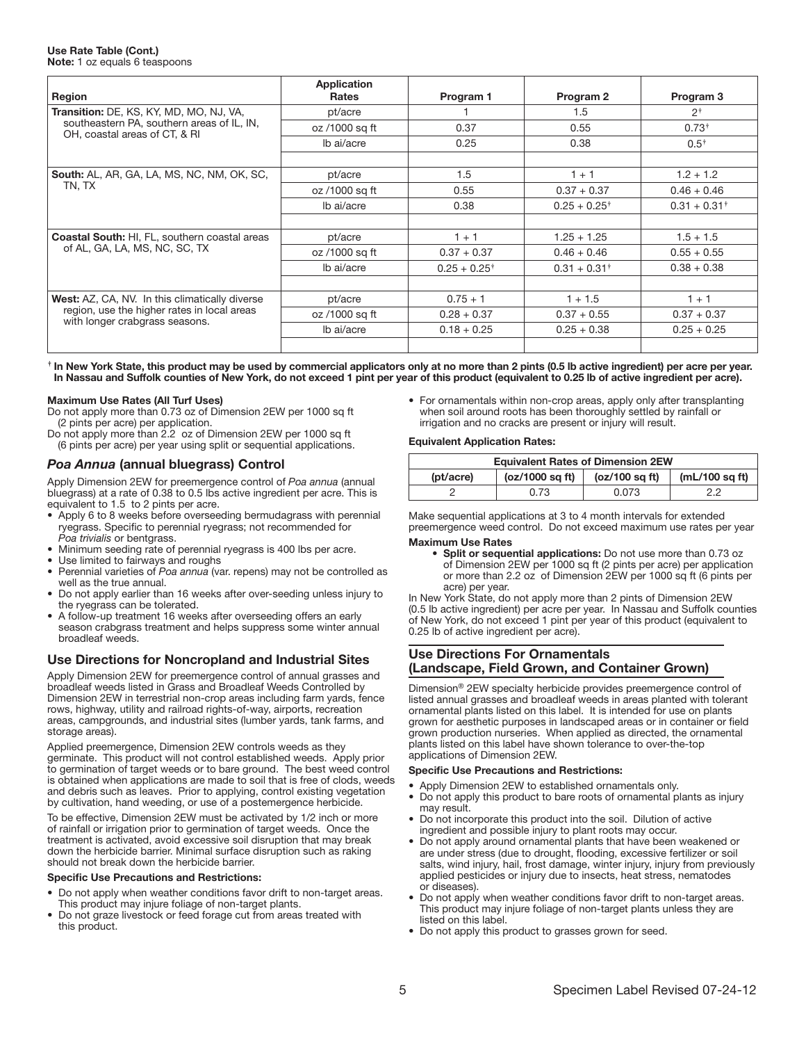**Use Rate Table (Cont.)**
**Note:** 1 oz equals 6 teaspoons

| Region | Application Rates | Program 1 | Program 2 | Program 3 |
|---|---|---|---|---|
| **Transition:** DE, KS, KY, MD, MO, NJ, VA, southeastern PA, southern areas of IL, IN, OH, coastal areas of CT, & RI | pt/acre | 1 | 1.5 | 2† |
| | oz /1000 sq ft | 0.37 | 0.55 | 0.73† |
| | lb ai/acre | 0.25 | 0.38 | 0.5† |
| **South:** AL, AR, GA, LA, MS, NC, NM, OK, SC, TN, TX | pt/acre | 1.5 | 1 + 1 | 1.2 + 1.2 |
| | oz /1000 sq ft | 0.55 | 0.37 + 0.37 | 0.46 + 0.46 |
| | lb ai/acre | 0.38 | 0.25 + 0.25† | 0.31 + 0.31† |
| **Coastal South:** HI, FL, southern coastal areas of AL, GA, LA, MS, NC, SC, TX | pt/acre | 1 + 1 | 1.25 + 1.25 | 1.5 + 1.5 |
| | oz /1000 sq ft | 0.37 + 0.37 | 0.46 + 0.46 | 0.55 + 0.55 |
| | lb ai/acre | 0.25 + 0.25† | 0.31 + 0.31† | 0.38 + 0.38 |
| **West:** AZ, CA, NV. In this climatically diverse region, use the higher rates in local areas with longer crabgrass seasons. | pt/acre | 0.75 + 1 | 1 + 1.5 | 1 + 1 |
| | oz /1000 sq ft | 0.28 + 0.37 | 0.37 + 0.55 | 0.37 + 0.37 |
| | lb ai/acre | 0.18 + 0.25 | 0.25 + 0.38 | 0.25 + 0.25 |

† **In New York State, this product may be used by commercial applicators only at no more than 2 pints (0.5 lb active ingredient) per acre per year. In Nassau and Suffolk counties of New York, do not exceed 1 pint per year of this product (equivalent to 0.25 lb of active ingredient per acre).**

**Maximum Use Rates (All Turf Uses)**

Do not apply more than 0.73 oz of Dimension 2EW per 1000 sq ft (2 pints per acre) per application.

Do not apply more than 2.2 oz of Dimension 2EW per 1000 sq ft (6 pints per acre) per year using split or sequential applications.

## *Poa Annua* (annual bluegrass) Control

Apply Dimension 2EW for preemergence control of *Poa annua* (annual bluegrass) at a rate of 0.38 to 0.5 lbs active ingredient per acre. This is equivalent to 1.5 to 2 pints per acre.

- Apply 6 to 8 weeks before overseeding bermudagrass with perennial ryegrass. Specific to perennial ryegrass; not recommended for *Poa trivialis* or bentgrass.
- Minimum seeding rate of perennial ryegrass is 400 lbs per acre.
- Use limited to fairways and roughs
- Perennial varieties of *Poa annua* (var. repens) may not be controlled as well as the true annual.
- Do not apply earlier than 16 weeks after over-seeding unless injury to the ryegrass can be tolerated.
- A follow-up treatment 16 weeks after overseeding offers an early season crabgrass treatment and helps suppress some winter annual broadleaf weeds.

## Use Directions for Noncropland and Industrial Sites

Apply Dimension 2EW for preemergence control of annual grasses and broadleaf weeds listed in Grass and Broadleaf Weeds Controlled by Dimension 2EW in terrestrial non-crop areas including farm yards, fence rows, highway, utility and railroad rights-of-way, airports, recreation areas, campgrounds, and industrial sites (lumber yards, tank farms, and storage areas).

Applied preemergence, Dimension 2EW controls weeds as they germinate. This product will not control established weeds. Apply prior to germination of target weeds or to bare ground. The best weed control is obtained when applications are made to soil that is free of clods, weeds and debris such as leaves. Prior to applying, control existing vegetation by cultivation, hand weeding, or use of a postemergence herbicide.

To be effective, Dimension 2EW must be activated by 1/2 inch or more of rainfall or irrigation prior to germination of target weeds. Once the treatment is activated, avoid excessive soil disruption that may break down the herbicide barrier. Minimal surface disruption such as raking should not break down the herbicide barrier.

**Specific Use Precautions and Restrictions:**

- Do not apply when weather conditions favor drift to non-target areas. This product may injure foliage of non-target plants.
- Do not graze livestock or feed forage cut from areas treated with this product.
- For ornamentals within non-crop areas, apply only after transplanting when soil around roots has been thoroughly settled by rainfall or irrigation and no cracks are present or injury will result.

**Equivalent Application Rates:**

| Equivalent Rates of Dimension 2EW | | | |
|---|---|---|---|
| (pt/acre) | (oz/1000 sq ft) | (oz/100 sq ft) | (mL/100 sq ft) |
| 2 | 0.73 | 0.073 | 2.2 |

Make sequential applications at 3 to 4 month intervals for extended preemergence weed control. Do not exceed maximum use rates per year

**Maximum Use Rates**

- **Split or sequential applications:** Do not use more than 0.73 oz of Dimension 2EW per 1000 sq ft (2 pints per acre) per application or more than 2.2 oz of Dimension 2EW per 1000 sq ft (6 pints per acre) per year.

In New York State, do not apply more than 2 pints of Dimension 2EW (0.5 lb active ingredient) per acre per year. In Nassau and Suffolk counties of New York, do not exceed 1 pint per year of this product (equivalent to 0.25 lb of active ingredient per acre).

## Use Directions For Ornamentals (Landscape, Field Grown, and Container Grown)

Dimension® 2EW specialty herbicide provides preemergence control of listed annual grasses and broadleaf weeds in areas planted with tolerant ornamental plants listed on this label. It is intended for use on plants grown for aesthetic purposes in landscaped areas or in container or field grown production nurseries. When applied as directed, the ornamental plants listed on this label have shown tolerance to over-the-top applications of Dimension 2EW.

**Specific Use Precautions and Restrictions:**

- Apply Dimension 2EW to established ornamentals only.
- Do not apply this product to bare roots of ornamental plants as injury may result.
- Do not incorporate this product into the soil. Dilution of active ingredient and possible injury to plant roots may occur.
- Do not apply around ornamental plants that have been weakened or are under stress (due to drought, flooding, excessive fertilizer or soil salts, wind injury, hail, frost damage, winter injury, injury from previously applied pesticides or injury due to insects, heat stress, nematodes or diseases).
- Do not apply when weather conditions favor drift to non-target areas. This product may injure foliage of non-target plants unless they are listed on this label.
- Do not apply this product to grasses grown for seed.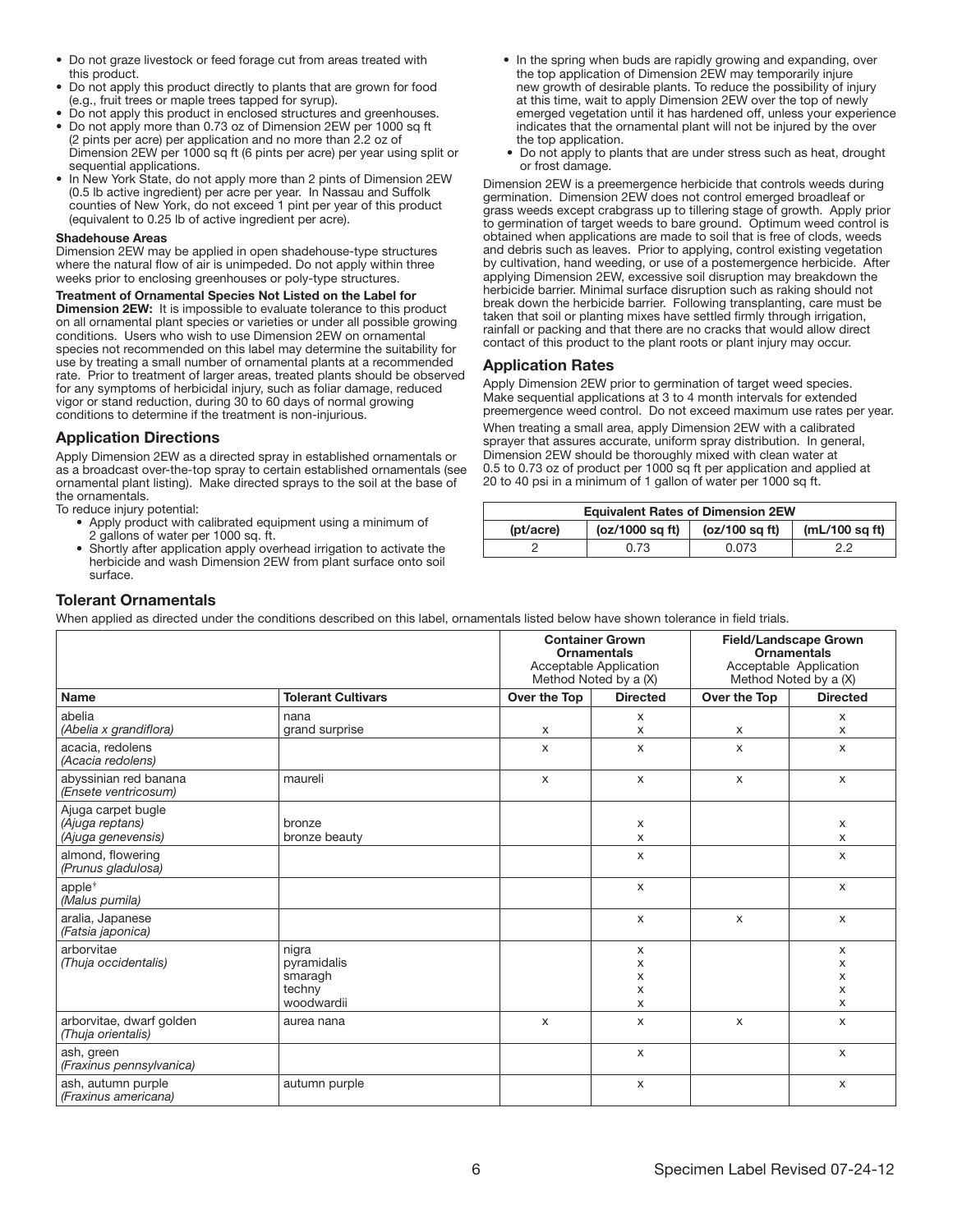- Do not graze livestock or feed forage cut from areas treated with this product.
- Do not apply this product directly to plants that are grown for food (e.g., fruit trees or maple trees tapped for syrup).
- Do not apply this product in enclosed structures and greenhouses.
- Do not apply more than 0.73 oz of Dimension 2EW per 1000 sq ft (2 pints per acre) per application and no more than 2.2 oz of Dimension 2EW per 1000 sq ft (6 pints per acre) per year using split or sequential applications.
- In New York State, do not apply more than 2 pints of Dimension 2EW (0.5 lb active ingredient) per acre per year. In Nassau and Suffolk counties of New York, do not exceed 1 pint per year of this product (equivalent to 0.25 lb of active ingredient per acre).

**Shadehouse Areas**
Dimension 2EW may be applied in open shadehouse-type structures where the natural flow of air is unimpeded. Do not apply within three weeks prior to enclosing greenhouses or poly-type structures.

**Treatment of Ornamental Species Not Listed on the Label for Dimension 2EW:** It is impossible to evaluate tolerance to this product on all ornamental plant species or varieties or under all possible growing conditions. Users who wish to use Dimension 2EW on ornamental species not recommended on this label may determine the suitability for use by treating a small number of ornamental plants at a recommended rate. Prior to treatment of larger areas, treated plants should be observed for any symptoms of herbicidal injury, such as foliar damage, reduced vigor or stand reduction, during 30 to 60 days of normal growing conditions to determine if the treatment is non-injurious.

## Application Directions

Apply Dimension 2EW as a directed spray in established ornamentals or as a broadcast over-the-top spray to certain established ornamentals (see ornamental plant listing). Make directed sprays to the soil at the base of the ornamentals.

To reduce injury potential:

- Apply product with calibrated equipment using a minimum of 2 gallons of water per 1000 sq. ft.
- Shortly after application apply overhead irrigation to activate the herbicide and wash Dimension 2EW from plant surface onto soil surface.
- In the spring when buds are rapidly growing and expanding, over the top application of Dimension 2EW may temporarily injure new growth of desirable plants. To reduce the possibility of injury at this time, wait to apply Dimension 2EW over the top of newly emerged vegetation until it has hardened off, unless your experience indicates that the ornamental plant will not be injured by the over the top application.
- Do not apply to plants that are under stress such as heat, drought or frost damage.

Dimension 2EW is a preemergence herbicide that controls weeds during germination. Dimension 2EW does not control emerged broadleaf or grass weeds except crabgrass up to tillering stage of growth. Apply prior to germination of target weeds to bare ground. Optimum weed control is obtained when applications are made to soil that is free of clods, weeds and debris such as leaves. Prior to applying, control existing vegetation by cultivation, hand weeding, or use of a postemergence herbicide. After applying Dimension 2EW, excessive soil disruption may breakdown the herbicide barrier. Minimal surface disruption such as raking should not break down the herbicide barrier. Following transplanting, care must be taken that soil or planting mixes have settled firmly through irrigation, rainfall or packing and that there are no cracks that would allow direct contact of this product to the plant roots or plant injury may occur.

## Application Rates

Apply Dimension 2EW prior to germination of target weed species. Make sequential applications at 3 to 4 month intervals for extended preemergence weed control. Do not exceed maximum use rates per year.

When treating a small area, apply Dimension 2EW with a calibrated sprayer that assures accurate, uniform spray distribution. In general, Dimension 2EW should be thoroughly mixed with clean water at 0.5 to 0.73 oz of product per 1000 sq ft per application and applied at 20 to 40 psi in a minimum of 1 gallon of water per 1000 sq ft.

| Equivalent Rates of Dimension 2EW | | | |
|---|---|---|---|
| (pt/acre) | (oz/1000 sq ft) | (oz/100 sq ft) | (mL/100 sq ft) |
| 2 | 0.73 | 0.073 | 2.2 |

## Tolerant Ornamentals

When applied as directed under the conditions described on this label, ornamentals listed below have shown tolerance in field trials.

| | | Container Grown Ornamentals Acceptable Application Method Noted by a (X) | | Field/Landscape Grown Ornamentals Acceptable Application Method Noted by a (X) | |
|---|---|---|---|---|---|
| **Name** | **Tolerant Cultivars** | **Over the Top** | **Directed** | **Over the Top** | **Directed** |
| abelia *(Abelia x grandiflora)* | nana<br>grand surprise | <br>x | x<br>x | <br>x | x<br>x |
| acacia, redolens *(Acacia redolens)* | | x | x | x | x |
| abyssinian red banana *(Ensete ventricosum)* | maureli | x | x | x | x |
| Ajuga carpet bugle *(Ajuga reptans)* *(Ajuga genevensis)* | bronze<br>bronze beauty | | x<br>x | | x<br>x |
| almond, flowering *(Prunus gladulosa)* | | | x | | x |
| apple† *(Malus pumila)* | | | x | | x |
| aralia, Japanese *(Fatsia japonica)* | | | x | x | x |
| arborvitae *(Thuja occidentalis)* | nigra<br>pyramidalis<br>smaragh<br>techny<br>woodwardii | | x<br>x<br>x<br>x<br>x | | x<br>x<br>x<br>x<br>x |
| arborvitae, dwarf golden *(Thuja orientalis)* | aurea nana | x | x | x | x |
| ash, green *(Fraxinus pennsylvanica)* | | | x | | x |
| ash, autumn purple *(Fraxinus americana)* | autumn purple | | x | | x |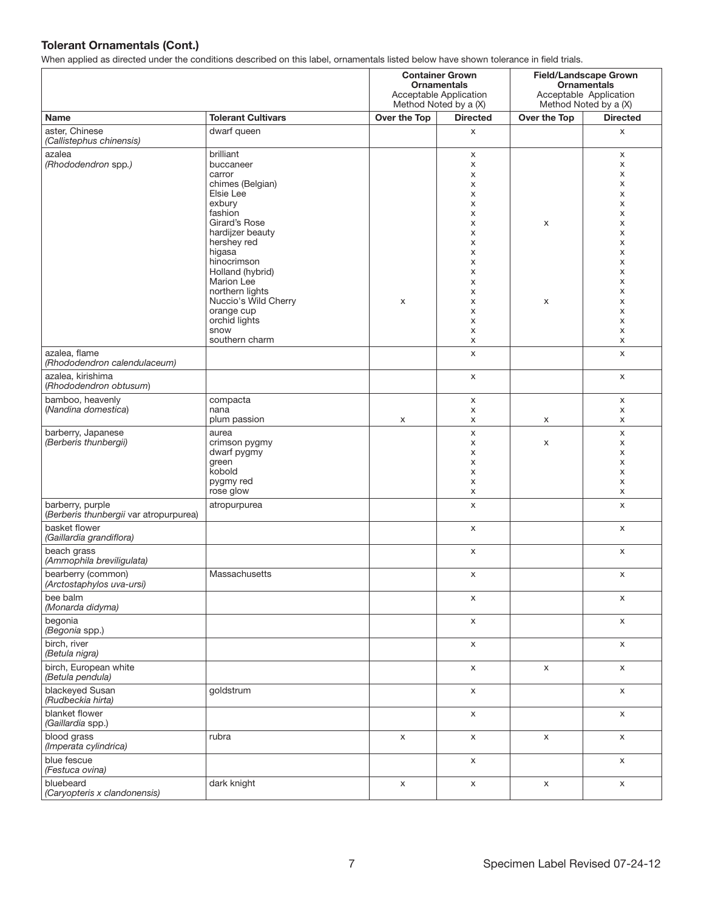### Tolerant Ornamentals (Cont.)

When applied as directed under the conditions described on this label, ornamentals listed below have shown tolerance in field trials.

| | | Container Grown Ornamentals Acceptable Application Method Noted by a (X) | | Field/Landscape Grown Ornamentals Acceptable Application Method Noted by a (X) | |
|---|---|---|---|---|---|
| **Name** | **Tolerant Cultivars** | **Over the Top** | **Directed** | **Over the Top** | **Directed** |
| aster, Chinese *(Callistephus chinensis)* | dwarf queen | | x | | x |
| azalea *(Rhododendron spp.)* | brilliant | | x | | x |
| | buccaneer | | x | | x |
| | carror | | x | | x |
| | chimes (Belgian) | | x | | x |
| | Elsie Lee | | x | | x |
| | exbury | | x | | x |
| | fashion | | x | | x |
| | Girard's Rose | | x | x | x |
| | hardijzer beauty | | x | | x |
| | hershey red | | x | | x |
| | higasa | | x | | x |
| | hinocrimson | | x | | x |
| | Holland (hybrid) | | x | | x |
| | Marion Lee | | x | | x |
| | northern lights | | x | | x |
| | Nuccio's Wild Cherry | x | x | x | x |
| | orange cup | | x | | x |
| | orchid lights | | x | | x |
| | snow | | x | | x |
| | southern charm | | x | | x |
| azalea, flame *(Rhododendron calendulaceum)* | | | x | | x |
| azalea, kirishima (*Rhododendron obtusum*) | | | x | | x |
| bamboo, heavenly (*Nandina domestica*) | compacta | | x | | x |
| | nana | | x | | x |
| | plum passion | x | x | x | x |
| barberry, Japanese *(Berberis thunbergii)* | aurea | | x | | x |
| | crimson pygmy | | x | x | x |
| | dwarf pygmy | | x | | x |
| | green | | x | | x |
| | kobold | | x | | x |
| | pygmy red | | x | | x |
| | rose glow | | x | | x |
| barberry, purple (*Berberis thunbergii var atropurpurea*) | atropurpurea | | x | | x |
| basket flower *(Gaillardia grandiflora)* | | | x | | x |
| beach grass *(Ammophila breviligulata)* | | | x | | x |
| bearberry (common) *(Arctostaphylos uva-ursi)* | Massachusetts | | x | | x |
| bee balm *(Monarda didyma)* | | | x | | x |
| begonia *(Begonia spp.)* | | | x | | x |
| birch, river *(Betula nigra)* | | | x | | x |
| birch, European white *(Betula pendula)* | | | x | x | x |
| blackeyed Susan *(Rudbeckia hirta)* | goldstrum | | x | | x |
| blanket flower *(Gaillardia spp.)* | | | x | | x |
| blood grass *(Imperata cylindrica)* | rubra | x | x | x | x |
| blue fescue *(Festuca ovina)* | | | x | | x |
| bluebeard *(Caryopteris x clandonensis)* | dark knight | x | x | x | x |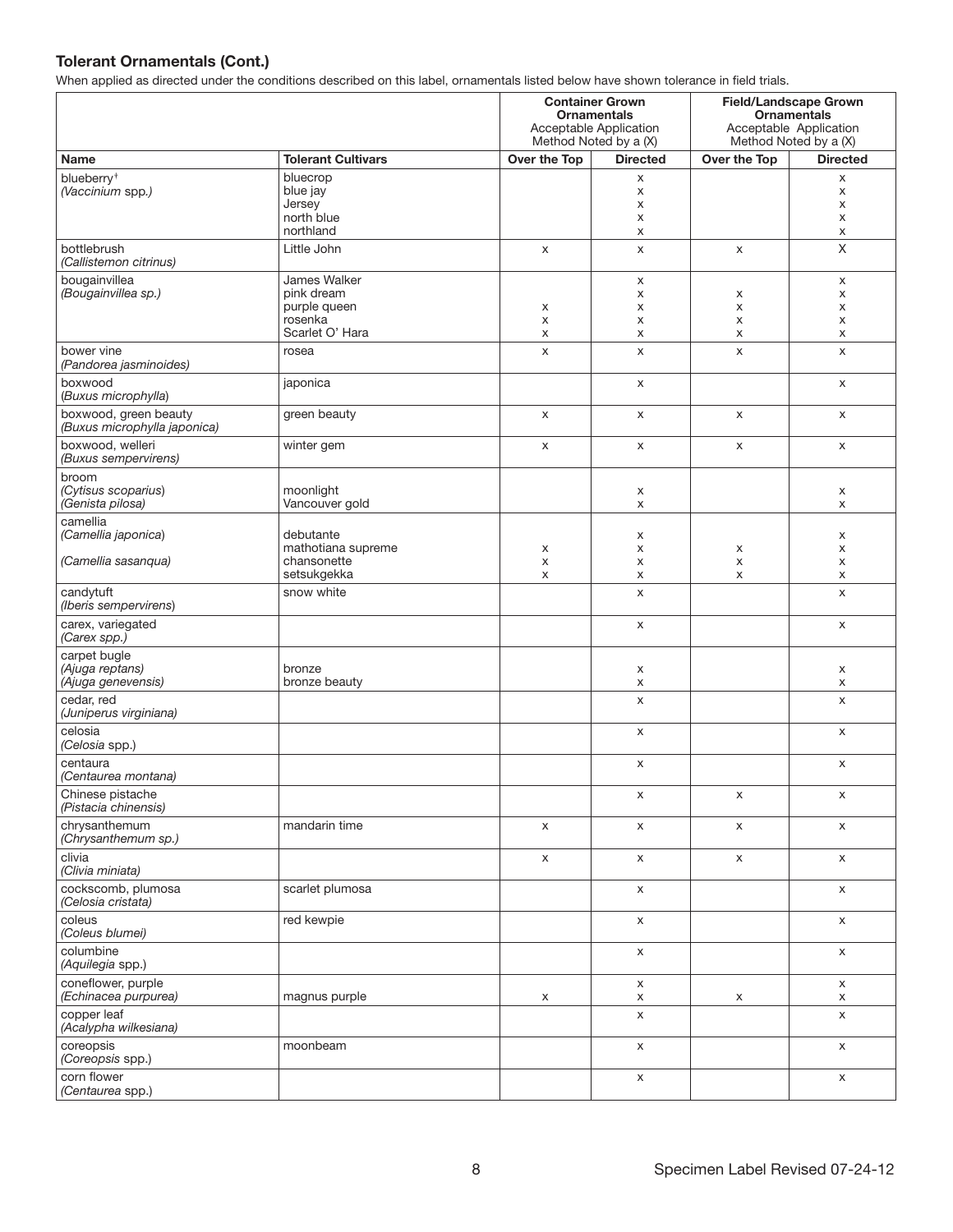## Tolerant Ornamentals (Cont.)

When applied as directed under the conditions described on this label, ornamentals listed below have shown tolerance in field trials.

| | | Container Grown Ornamentals Acceptable Application Method Noted by a (X) | | Field/Landscape Grown Ornamentals Acceptable Application Method Noted by a (X) | |
|---|---|---|---|---|---|
| **Name** | **Tolerant Cultivars** | **Over the Top** | **Directed** | **Over the Top** | **Directed** |
| blueberry[†] *(Vaccinium* spp.) | bluecrop | | x | | x |
| | blue jay | | x | | x |
| | Jersey | | x | | x |
| | north blue | | x | | x |
| | northland | | x | | x |
| bottlebrush *(Callistemon citrinus)* | Little John | x | x | x | X |
| bougainvillea *(Bougainvillea sp.)* | James Walker | | x | | x |
| | pink dream | | x | x | x |
| | purple queen | x | x | x | x |
| | rosenka | x | x | x | x |
| | Scarlet O' Hara | x | x | x | x |
| bower vine *(Pandorea jasminoides)* | rosea | x | x | x | x |
| boxwood (*Buxus microphylla*) | japonica | | x | | x |
| boxwood, green beauty *(Buxus microphylla japonica)* | green beauty | x | x | x | x |
| boxwood, welleri *(Buxus sempervirens)* | winter gem | x | x | x | x |
| broom (*Cytisus scoparius*) | moonlight | | x | | x |
| *(Genista pilosa)* | Vancouver gold | | x | | x |
| camellia (*Camellia japonica*) | debutante | | x | | x |
| | mathotiana supreme | x | x | x | x |
| *(Camellia sasanqua)* | chansonette | x | x | x | x |
| | setsukgekka | x | x | x | x |
| candytuft *(Iberis sempervirens*) | snow white | | x | | x |
| carex, variegated *(Carex spp.)* | | | x | | x |
| carpet bugle *(Ajuga reptans)* | bronze | | x | | x |
| *(Ajuga genevensis)* | bronze beauty | | x | | x |
| cedar, red *(Juniperus virginiana)* | | | x | | x |
| celosia *(Celosia* spp.) | | | x | | x |
| centaura *(Centaurea montana)* | | | x | | x |
| Chinese pistache *(Pistacia chinensis)* | | | x | x | x |
| chrysanthemum *(Chrysanthemum sp.)* | mandarin time | x | x | x | x |
| clivia *(Clivia miniata)* | | x | x | x | x |
| cockscomb, plumosa *(Celosia cristata)* | scarlet plumosa | | x | | x |
| coleus *(Coleus blumei)* | red kewpie | | x | | x |
| columbine *(Aquilegia* spp.) | | | x | | x |
| coneflower, purple | | | x | | x |
| *(Echinacea purpurea)* | magnus purple | x | x | x | x |
| copper leaf *(Acalypha wilkesiana)* | | | x | | x |
| coreopsis *(Coreopsis* spp.) | moonbeam | | x | | x |
| corn flower *(Centaurea* spp.) | | | x | | x |

Specimen Label Revised 07-24-12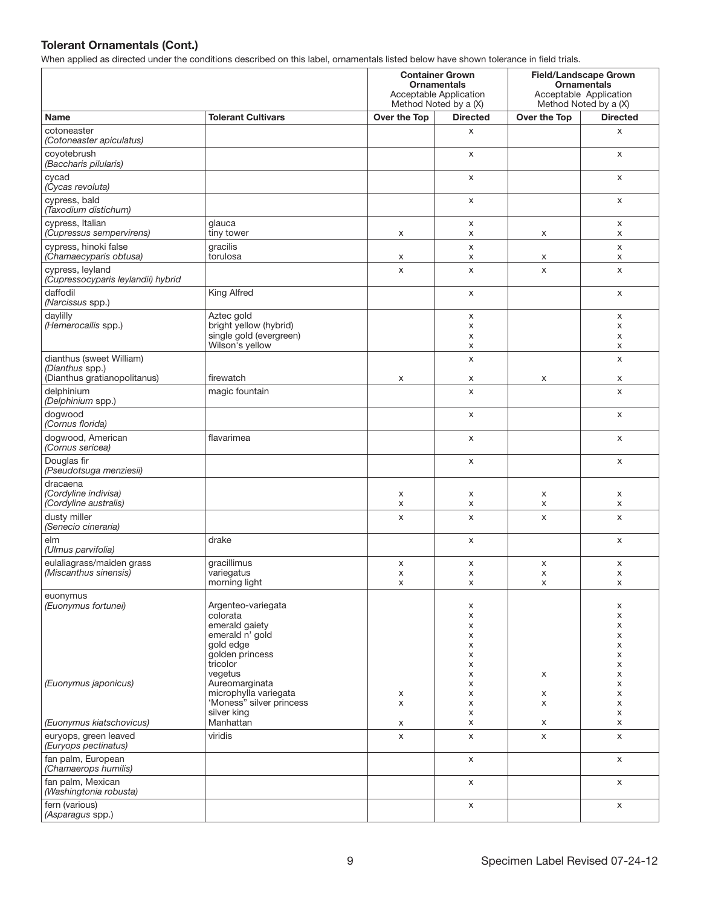### Tolerant Ornamentals (Cont.)

When applied as directed under the conditions described on this label, ornamentals listed below have shown tolerance in field trials.

| | | Container Grown Ornamentals Acceptable Application Method Noted by a (X) | | Field/Landscape Grown Ornamentals Acceptable Application Method Noted by a (X) | |
|---|---|---|---|---|---|
| **Name** | **Tolerant Cultivars** | **Over the Top** | **Directed** | **Over the Top** | **Directed** |
| cotoneaster *(Cotoneaster apiculatus)* | | | x | | x |
| coyotebrush *(Baccharis pilularis)* | | | x | | x |
| cycad *(Cycas revoluta)* | | | x | | x |
| cypress, bald *(Taxodium distichum)* | | | x | | x |
| cypress, Italian *(Cupressus sempervirens)* | glauca | | x | | x |
| | tiny tower | x | x | x | x |
| cypress, hinoki false *(Chamaecyparis obtusa)* | gracilis | | x | | x |
| | torulosa | x | x | x | x |
| cypress, leyland *(Cupressocyparis leylandii) hybrid* | | x | x | x | x |
| daffodil *(Narcissus spp.)* | King Alfred | | x | | x |
| daylilly *(Hemerocallis spp.)* | Aztec gold | | x | | x |
| | bright yellow (hybrid) | | x | | x |
| | single gold (evergreen) | | x | | x |
| | Wilson's yellow | | x | | x |
| dianthus (sweet William) *(Dianthus spp.)* | | | x | | x |
| (Dianthus gratianopolitanus) | firewatch | x | x | x | x |
| delphinium *(Delphinium spp.)* | magic fountain | | x | | x |
| dogwood *(Cornus florida)* | | | x | | x |
| dogwood, American *(Cornus sericea)* | flavarimea | | x | | x |
| Douglas fir *(Pseudotsuga menziesii)* | | | x | | x |
| dracaena *(Cordyline indivisa)* | | x | x | x | x |
| *(Cordyline australis)* | | x | x | x | x |
| dusty miller *(Senecio cineraria)* | | x | x | x | x |
| elm *(Ulmus parvifolia)* | drake | | x | | x |
| eulaliagrass/maiden grass *(Miscanthus sinensis)* | gracillimus | x | x | x | x |
| | variegatus | x | x | x | x |
| | morning light | x | x | x | x |
| euonymus *(Euonymus fortunei)* | Argenteo-variegata | | x | | x |
| | colorata | | x | | x |
| | emerald gaiety | | x | | x |
| | emerald n' gold | | x | | x |
| | gold edge | | x | | x |
| | golden princess | | x | | x |
| | tricolor | | x | | x |
| | vegetus | | x | x | x |
| *(Euonymus japonicus)* | Aureomarginata | | x | | x |
| | microphylla variegata | x | x | x | x |
| | 'Moness" silver princess | x | x | x | x |
| | silver king | | x | | x |
| *(Euonymus kiatschovicus)* | Manhattan | x | x | x | x |
| euryops, green leaved *(Euryops pectinatus)* | viridis | x | x | x | x |
| fan palm, European *(Chamaerops humilis)* | | | x | | x |
| fan palm, Mexican *(Washingtonia robusta)* | | | x | | x |
| fern (various) *(Asparagus spp.)* | | | x | | x |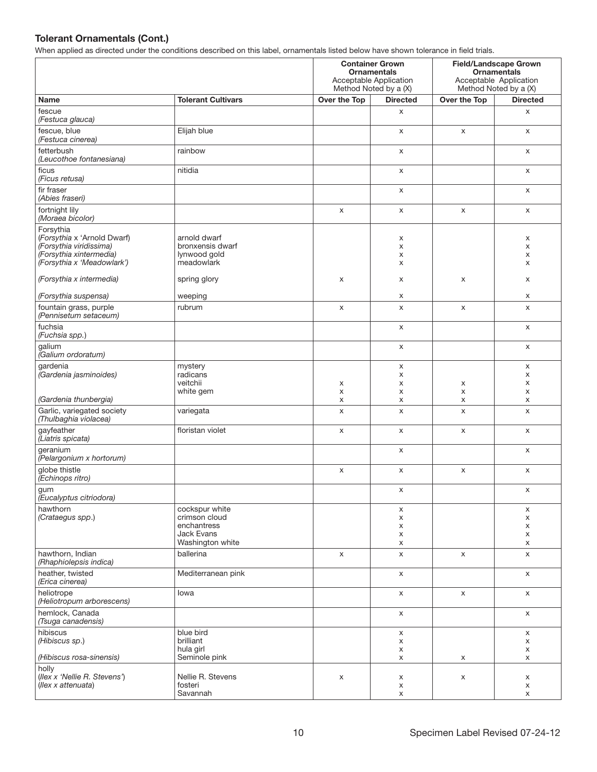### Tolerant Ornamentals (Cont.)

When applied as directed under the conditions described on this label, ornamentals listed below have shown tolerance in field trials.

| | | Container Grown Ornamentals Acceptable Application Method Noted by a (X) | | Field/Landscape Grown Ornamentals Acceptable Application Method Noted by a (X) | |
|---|---|---|---|---|---|
| **Name** | **Tolerant Cultivars** | **Over the Top** | **Directed** | **Over the Top** | **Directed** |
| fescue *(Festuca glauca)* | | | x | | x |
| fescue, blue *(Festuca cinerea)* | Elijah blue | | x | x | x |
| fetterbush *(Leucothoe fontanesiana)* | rainbow | | x | | x |
| ficus *(Ficus retusa)* | nitidia | | x | | x |
| fir fraser *(Abies fraseri)* | | | x | | x |
| fortnight lily *(Moraea bicolor)* | | x | x | x | x |
| Forsythia *(Forsythia x 'Arnold Dwarf)* | arnold dwarf | | x | | x |
| *(Forsythia viridissima)* | bronxensis dwarf | | x | | x |
| *(Forsythia xintermedia)* | lynwood gold | | x | | x |
| *(Forsythia x 'Meadowlark')* | meadowlark | | x | | x |
| *(Forsythia x intermedia)* | spring glory | x | x | x | x |
| *(Forsythia suspensa)* | weeping | | x | | x |
| fountain grass, purple *(Pennisetum setaceum)* | rubrum | x | x | x | x |
| fuchsia *(Fuchsia spp.)* | | | x | | x |
| galium *(Galium ordoratum)* | | | x | | x |
| gardenia *(Gardenia jasminoides)* | mystery | | x | | x |
| | radicans | | x | | x |
| | veitchii | x | x | x | x |
| | white gem | x | x | x | x |
| *(Gardenia thunbergia)* | | x | x | x | x |
| Garlic, variegated society *(Thulbaghia violacea)* | variegata | x | x | x | x |
| gayfeather *(Liatris spicata)* | floristan violet | x | x | x | x |
| geranium *(Pelargonium x hortorum)* | | | x | | x |
| globe thistle *(Echinops ritro)* | | x | x | x | x |
| gum *(Eucalyptus citriodora)* | | | x | | x |
| hawthorn *(Crataegus spp.)* | cockspur white | | x | | x |
| | crimson cloud | | x | | x |
| | enchantress | | x | | x |
| | Jack Evans | | x | | x |
| | Washington white | | x | | x |
| hawthorn, Indian *(Rhaphiolepsis indica)* | ballerina | x | x | x | x |
| heather, twisted *(Erica cinerea)* | Mediterranean pink | | x | | x |
| heliotrope *(Heliotropum arborescens)* | Iowa | | x | x | x |
| hemlock, Canada *(Tsuga canadensis)* | | | x | | x |
| hibiscus *(Hibiscus sp.)* | blue bird | | x | | x |
| | brilliant | | x | | x |
| | hula girl | | x | | x |
| *(Hibiscus rosa-sinensis)* | Seminole pink | | x | x | x |
| holly *(Ilex x 'Nellie R. Stevens')* | Nellie R. Stevens | x | x | x | x |
| *(Ilex x attenuata)* | fosteri | | x | | x |
| | Savannah | | x | | x |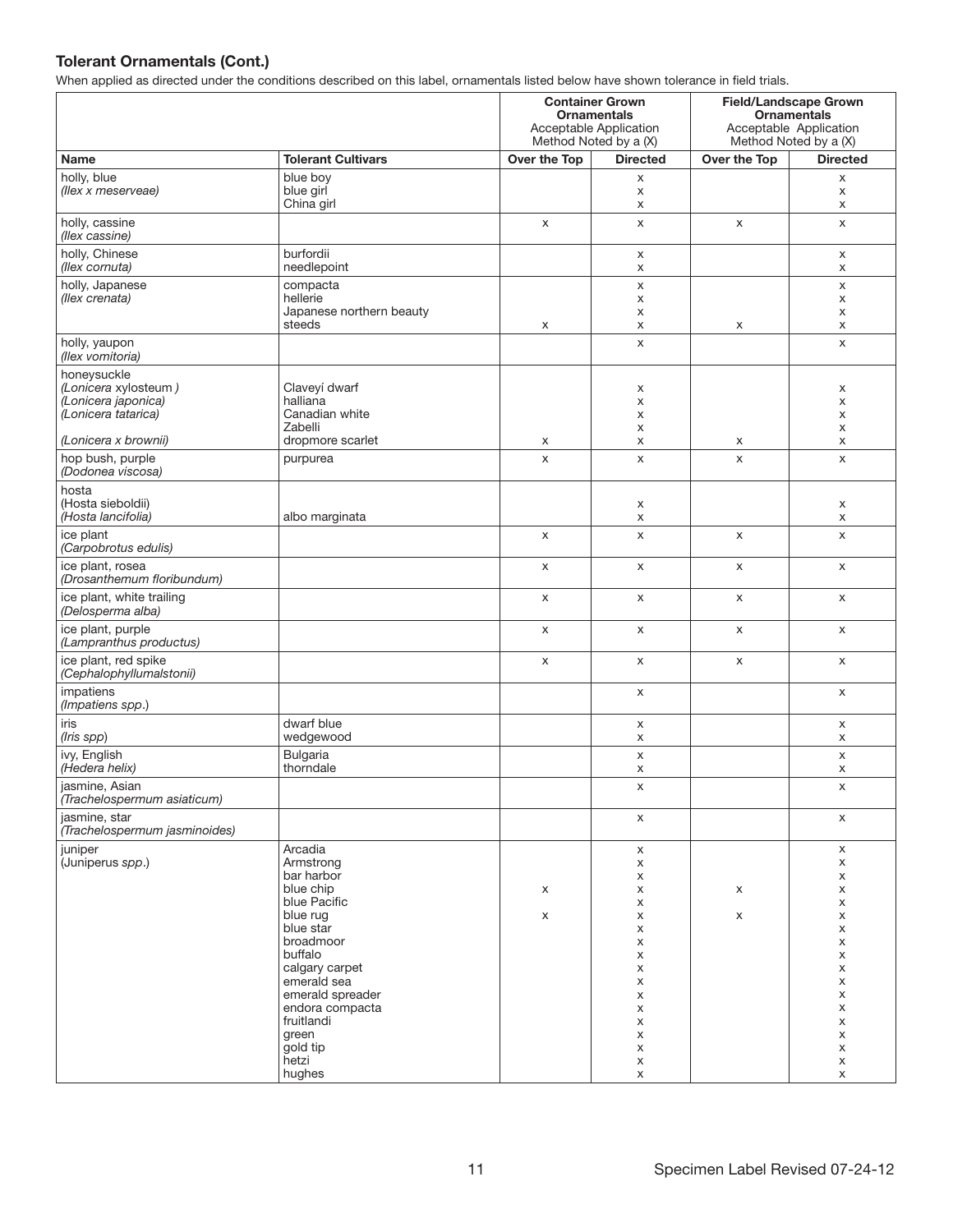### Tolerant Ornamentals (Cont.)

When applied as directed under the conditions described on this label, ornamentals listed below have shown tolerance in field trials.

| | | Container Grown Ornamentals Acceptable Application Method Noted by a (X) | | Field/Landscape Grown Ornamentals Acceptable Application Method Noted by a (X) | |
|---|---|---|---|---|---|
| **Name** | **Tolerant Cultivars** | **Over the Top** | **Directed** | **Over the Top** | **Directed** |
| holly, blue *(Ilex x meserveae)* | blue boy | | x | | x |
| | blue girl | | x | | x |
| | China girl | | x | | x |
| holly, cassine *(Ilex cassine)* | | x | x | x | x |
| holly, Chinese *(Ilex cornuta)* | burfordii | | x | | x |
| | needlepoint | | x | | x |
| holly, Japanese *(Ilex crenata)* | compacta | | x | | x |
| | hellerie | | x | | x |
| | Japanese northern beauty | | x | | x |
| | steeds | x | x | x | x |
| holly, yaupon *(Ilex vomitoria)* | | | x | | x |
| honeysuckle | | | | | |
| *(Lonicera xylosteum )* | Claveyí dwarf | | x | | x |
| *(Lonicera japonica)* | halliana | | x | | x |
| *(Lonicera tatarica)* | Canadian white | | x | | x |
| | Zabelli | | x | | x |
| *(Lonicera x brownii)* | dropmore scarlet | x | x | x | x |
| hop bush, purple *(Dodonea viscosa)* | purpurea | x | x | x | x |
| hosta | | | | | |
| (Hosta sieboldii) | | | x | | x |
| *(Hosta lancifolia)* | albo marginata | | x | | x |
| ice plant *(Carpobrotus edulis)* | | x | x | x | x |
| ice plant, rosea *(Drosanthemum floribundum)* | | x | x | x | x |
| ice plant, white trailing *(Delosperma alba)* | | x | x | x | x |
| ice plant, purple *(Lampranthus productus)* | | x | x | x | x |
| ice plant, red spike *(Cephalophyllumalstonii)* | | x | x | x | x |
| impatiens *(Impatiens spp.)* | | | x | | x |
| iris *(Iris spp)* | dwarf blue | | x | | x |
| | wedgewood | | x | | x |
| ivy, English *(Hedera helix)* | Bulgaria | | x | | x |
| | thorndale | | x | | x |
| jasmine, Asian *(Trachelospermum asiaticum)* | | | x | | x |
| jasmine, star *(Trachelospermum jasminoides)* | | | x | | x |
| juniper (Juniperus *spp.*) | Arcadia | | x | | x |
| | Armstrong | | x | | x |
| | bar harbor | | x | | x |
| | blue chip | x | x | x | x |
| | blue Pacific | | x | | x |
| | blue rug | x | x | x | x |
| | blue star | | x | | x |
| | broadmoor | | x | | x |
| | buffalo | | x | | x |
| | calgary carpet | | x | | x |
| | emerald sea | | x | | x |
| | emerald spreader | | x | | x |
| | endora compacta | | x | | x |
| | fruitlandi | | x | | x |
| | green | | x | | x |
| | gold tip | | x | | x |
| | hetzi | | x | | x |
| | hughes | | x | | x |

Specimen Label Revised 07-24-12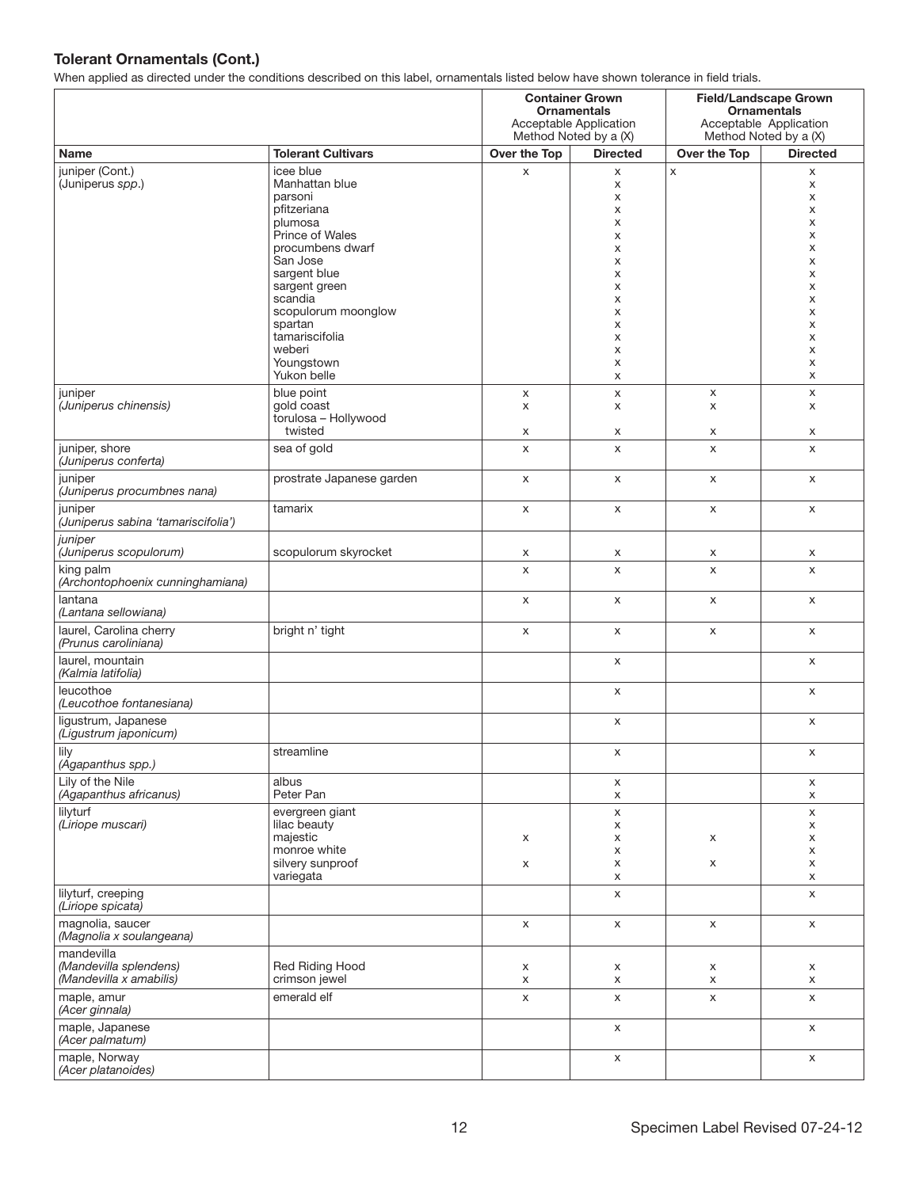**Tolerant Ornamentals (Cont.)**

When applied as directed under the conditions described on this label, ornamentals listed below have shown tolerance in field trials.

| | | Container Grown Ornamentals Acceptable Application Method Noted by a (X) | | Field/Landscape Grown Ornamentals Acceptable Application Method Noted by a (X) | |
|---|---|---|---|---|---|
| **Name** | **Tolerant Cultivars** | **Over the Top** | **Directed** | **Over the Top** | **Directed** |
| juniper (Cont.) (Juniperus *spp.*) | icee blue | x | x | x | x |
| | Manhattan blue | | x | | x |
| | parsoni | | x | | x |
| | pfitzeriana | | x | | x |
| | plumosa | | x | | x |
| | Prince of Wales | | x | | x |
| | procumbens dwarf | | x | | x |
| | San Jose | | x | | x |
| | sargent blue | | x | | x |
| | sargent green | | x | | x |
| | scandia | | x | | x |
| | scopulorum moonglow | | x | | x |
| | spartan | | x | | x |
| | tamariscifolia | | x | | x |
| | weberi | | x | | x |
| | Youngstown | | x | | x |
| | Yukon belle | | x | | x |
| juniper *(Juniperus chinensis)* | blue point | x | x | x | x |
| | gold coast | x | x | x | x |
| | torulosa – Hollywood twisted | x | x | x | x |
| juniper, shore *(Juniperus conferta)* | sea of gold | x | x | x | x |
| juniper *(Juniperus procumbnes nana)* | prostrate Japanese garden | x | x | x | x |
| juniper *(Juniperus sabina 'tamariscifolia')* | tamarix | x | x | x | x |
| *juniper (Juniperus scopulorum)* | scopulorum skyrocket | x | x | x | x |
| king palm *(Archontophoenix cunninghamiana)* | | x | x | x | x |
| lantana *(Lantana sellowiana)* | | x | x | x | x |
| laurel, Carolina cherry *(Prunus caroliniana)* | bright n' tight | x | x | x | x |
| laurel, mountain *(Kalmia latifolia)* | | | x | | x |
| leucothoe *(Leucothoe fontanesiana)* | | | x | | x |
| ligustrum, Japanese *(Ligustrum japonicum)* | | | x | | x |
| lily *(Agapanthus spp.)* | streamline | | x | | x |
| Lily of the Nile *(Agapanthus africanus)* | albus | | x | | x |
| | Peter Pan | | x | | x |
| lilyturf *(Liriope muscari)* | evergreen giant | | x | | x |
| | lilac beauty | | x | | x |
| | majestic | x | x | x | x |
| | monroe white | | x | | x |
| | silvery sunproof | x | x | x | x |
| | variegata | | x | | x |
| lilyturf, creeping *(Liriope spicata)* | | | x | | x |
| magnolia, saucer *(Magnolia x soulangeana)* | | x | x | x | x |
| mandevilla *(Mandevilla splendens)* | Red Riding Hood | x | x | x | x |
| *(Mandevilla x amabilis)* | crimson jewel | x | x | x | x |
| maple, amur *(Acer ginnala)* | emerald elf | x | x | x | x |
| maple, Japanese *(Acer palmatum)* | | | x | | x |
| maple, Norway *(Acer platanoides)* | | | x | | x |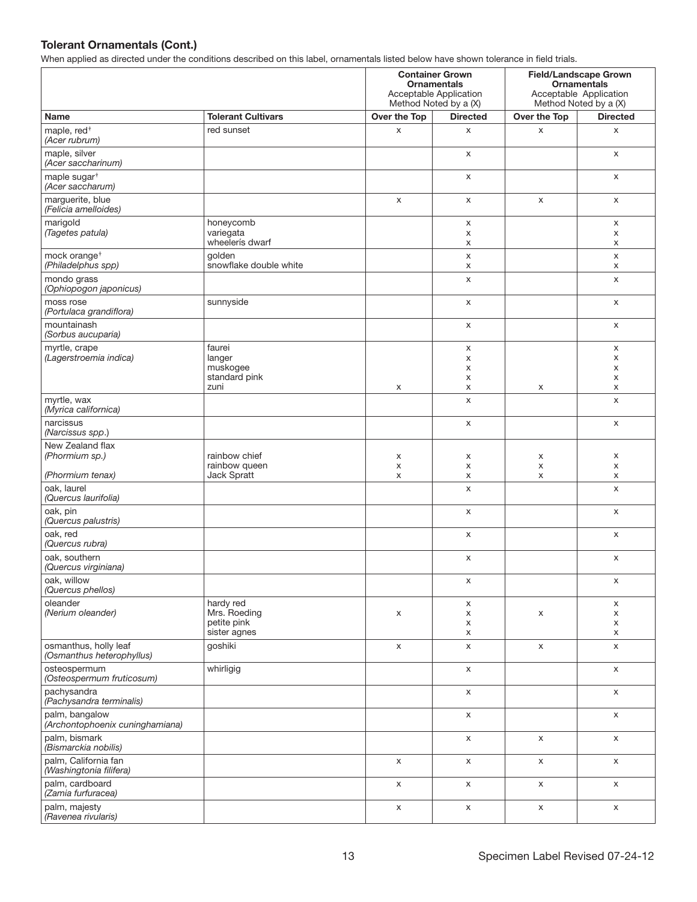### Tolerant Ornamentals (Cont.)

When applied as directed under the conditions described on this label, ornamentals listed below have shown tolerance in field trials.

| | | Container Grown Ornamentals Acceptable Application Method Noted by a (X) | | Field/Landscape Grown Ornamentals Acceptable Application Method Noted by a (X) | |
|---|---|---|---|---|---|
| **Name** | **Tolerant Cultivars** | **Over the Top** | **Directed** | **Over the Top** | **Directed** |
| maple, red† *(Acer rubrum)* | red sunset | x | x | x | x |
| maple, silver *(Acer saccharinum)* | | | x | | x |
| maple sugar† *(Acer saccharum)* | | | x | | x |
| marguerite, blue *(Felicia amelloides)* | | x | x | x | x |
| marigold *(Tagetes patula)* | honeycomb | | x | | x |
| | variegata | | x | | x |
| | wheelerís dwarf | | x | | x |
| mock orange† *(Philadelphus spp)* | golden | | x | | x |
| | snowflake double white | | x | | x |
| mondo grass *(Ophiopogon japonicus)* | | | x | | x |
| moss rose *(Portulaca grandiflora)* | sunnyside | | x | | x |
| mountainash *(Sorbus aucuparia)* | | | x | | x |
| myrtle, crape *(Lagerstroemia indica)* | faurei | | x | | x |
| | langer | | x | | x |
| | muskogee | | x | | x |
| | standard pink | | x | | x |
| | zuni | x | x | x | x |
| myrtle, wax *(Myrica californica)* | | | x | | x |
| narcissus *(Narcissus spp.)* | | | x | | x |
| New Zealand flax *(Phormium sp.)* | rainbow chief | x | x | x | x |
| | rainbow queen | x | x | x | x |
| *(Phormium tenax)* | Jack Spratt | x | x | x | x |
| oak, laurel *(Quercus laurifolia)* | | | x | | x |
| oak, pin *(Quercus palustris)* | | | x | | x |
| oak, red *(Quercus rubra)* | | | x | | x |
| oak, southern *(Quercus virginiana)* | | | x | | x |
| oak, willow *(Quercus phellos)* | | | x | | x |
| oleander *(Nerium oleander)* | hardy red | | x | | x |
| | Mrs. Roeding | x | x | x | x |
| | petite pink | | x | | x |
| | sister agnes | | x | | x |
| osmanthus, holly leaf *(Osmanthus heterophyllus)* | goshiki | x | x | x | x |
| osteospermum *(Osteospermum fruticosum)* | whirligig | | x | | x |
| pachysandra *(Pachysandra terminalis)* | | | x | | x |
| palm, bangalow *(Archontophoenix cuninghamiana)* | | | x | | x |
| palm, bismark *(Bismarckia nobilis)* | | | x | x | x |
| palm, California fan *(Washingtonia filifera)* | | x | x | x | x |
| palm, cardboard *(Zamia furfuracea)* | | x | x | x | x |
| palm, majesty *(Ravenea rivularis)* | | x | x | x | x |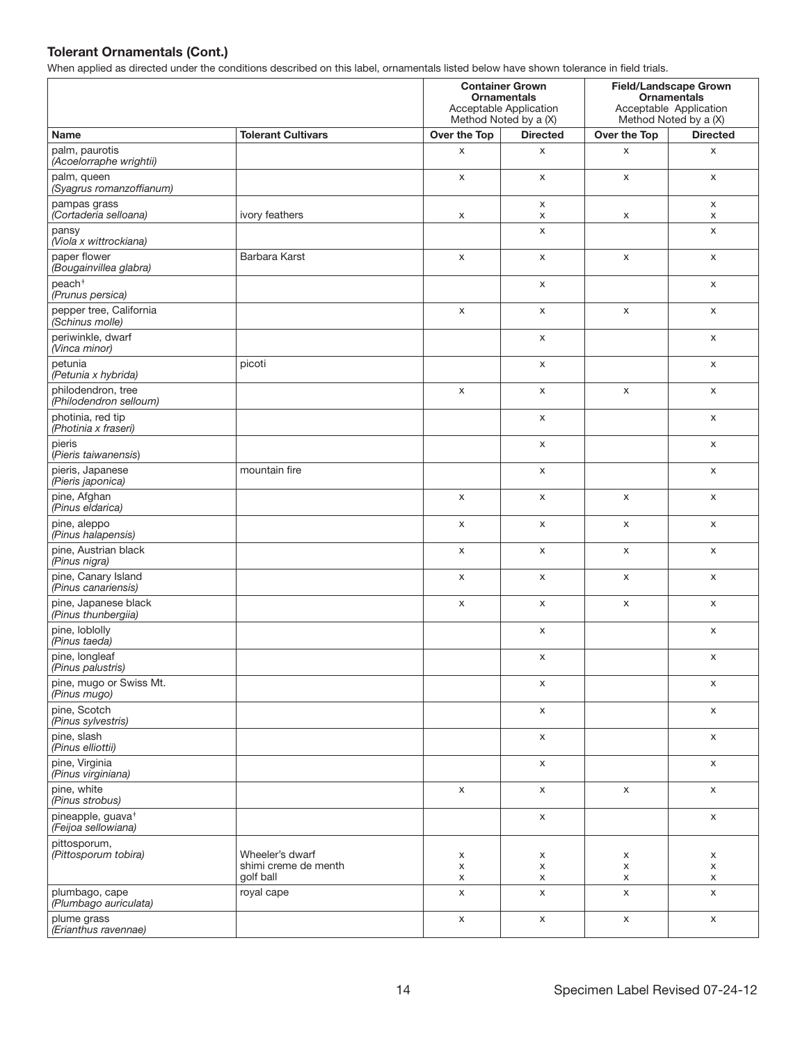### Tolerant Ornamentals (Cont.)

When applied as directed under the conditions described on this label, ornamentals listed below have shown tolerance in field trials.

| | | Container Grown Ornamentals Acceptable Application Method Noted by a (X) | | Field/Landscape Grown Ornamentals Acceptable Application Method Noted by a (X) | |
|---|---|---|---|---|---|
| **Name** | **Tolerant Cultivars** | **Over the Top** | **Directed** | **Over the Top** | **Directed** |
| palm, paurotis *(Acoelorraphe wrightii)* | | x | x | x | x |
| palm, queen *(Syagrus romanzoffianum)* | | x | x | x | x |
| pampas grass *(Cortaderia selloana)* | | | x | | x |
| | ivory feathers | x | x | x | x |
| pansy *(Viola x wittrockiana)* | | | x | | x |
| paper flower *(Bougainvillea glabra)* | Barbara Karst | x | x | x | x |
| peach[†] *(Prunus persica)* | | | x | | x |
| pepper tree, California *(Schinus molle)* | | x | x | x | x |
| periwinkle, dwarf *(Vinca minor)* | | | x | | x |
| petunia *(Petunia x hybrida)* | picoti | | x | | x |
| philodendron, tree *(Philodendron selloum)* | | x | x | x | x |
| photinia, red tip *(Photinia x fraseri)* | | | x | | x |
| pieris *(Pieris taiwanensis)* | | | x | | x |
| pieris, Japanese *(Pieris japonica)* | mountain fire | | x | | x |
| pine, Afghan *(Pinus eldarica)* | | x | x | x | x |
| pine, aleppo *(Pinus halapensis)* | | x | x | x | x |
| pine, Austrian black *(Pinus nigra)* | | x | x | x | x |
| pine, Canary Island *(Pinus canariensis)* | | x | x | x | x |
| pine, Japanese black *(Pinus thunbergiia)* | | x | x | x | x |
| pine, loblolly *(Pinus taeda)* | | | x | | x |
| pine, longleaf *(Pinus palustris)* | | | x | | x |
| pine, mugo or Swiss Mt. *(Pinus mugo)* | | | x | | x |
| pine, Scotch *(Pinus sylvestris)* | | | x | | x |
| pine, slash *(Pinus elliottii)* | | | x | | x |
| pine, Virginia *(Pinus virginiana)* | | | x | | x |
| pine, white *(Pinus strobus)* | | x | x | x | x |
| pineapple, guava[†] *(Feijoa sellowiana)* | | | x | | x |
| pittosporum, *(Pittosporum tobira)* | Wheeler's dwarf | x | x | x | x |
| | shimi creme de menth | x | x | x | x |
| | golf ball | x | x | x | x |
| plumbago, cape *(Plumbago auriculata)* | royal cape | x | x | x | x |
| plume grass *(Erianthus ravennae)* | | x | x | x | x |

Specimen Label Revised 07-24-12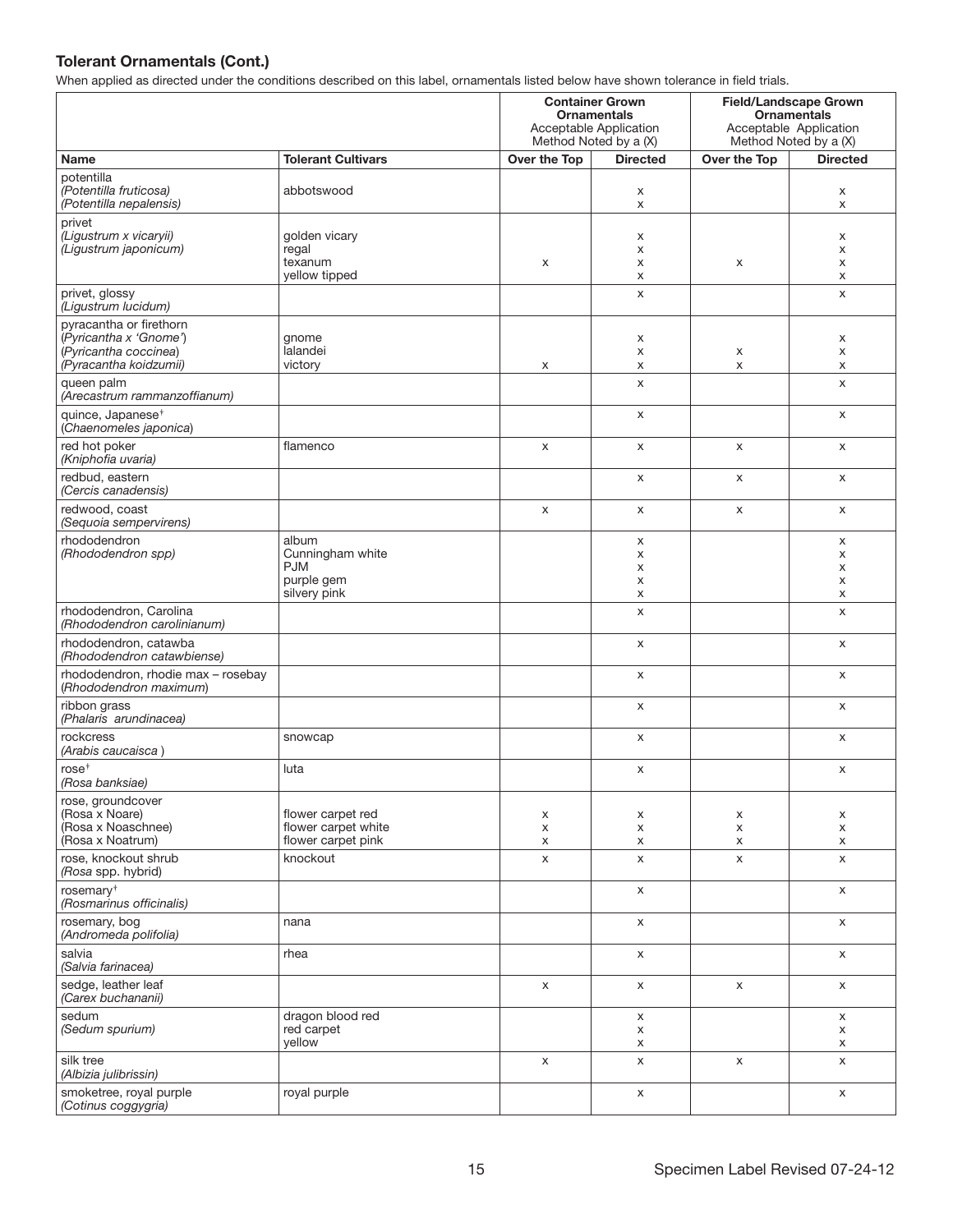## Tolerant Ornamentals (Cont.)

When applied as directed under the conditions described on this label, ornamentals listed below have shown tolerance in field trials.

| | | Container Grown Ornamentals Acceptable Application Method Noted by a (X) | | Field/Landscape Grown Ornamentals Acceptable Application Method Noted by a (X) | |
|---|---|---|---|---|---|
| **Name** | **Tolerant Cultivars** | **Over the Top** | **Directed** | **Over the Top** | **Directed** |
| potentilla | | | | | |
| *(Potentilla fruticosa)* | abbotswood | | x | | x |
| *(Potentilla nepalensis)* | | | x | | x |
| privet | | | | | |
| *(Ligustrum x vicaryii)* | golden vicary | | x | | x |
| *(Ligustrum japonicum)* | regal | | x | | x |
| | texanum | x | x | x | x |
| | yellow tipped | | x | | x |
| privet, glossy *(Ligustrum lucidum)* | | | x | | x |
| pyracantha or firethorn | | | | | |
| (*Pyricantha x 'Gnome'*) | gnome | | x | | x |
| (*Pyricantha coccinea*) | lalandei | | x | x | x |
| (*Pyracantha koidzumii*) | victory | x | x | x | x |
| queen palm *(Arecastrum rammanzoffianum)* | | | x | | x |
| quince, Japanese[†] (*Chaenomeles japonica*) | | | x | | x |
| red hot poker *(Kniphofia uvaria)* | flamenco | x | x | x | x |
| redbud, eastern *(Cercis canadensis)* | | | x | x | x |
| redwood, coast *(Sequoia sempervirens)* | | x | x | x | x |
| rhododendron | album | | x | | x |
| *(Rhododendron spp)* | Cunningham white | | x | | x |
| | PJM | | x | | x |
| | purple gem | | x | | x |
| | silvery pink | | x | | x |
| rhododendron, Carolina *(Rhododendron carolinianum)* | | | x | | x |
| rhododendron, catawba *(Rhododendron catawbiense)* | | | x | | x |
| rhododendron, rhodie max – rosebay (*Rhododendron maximum*) | | | x | | x |
| ribbon grass *(Phalaris arundinacea)* | | | x | | x |
| rockcress *(Arabis caucaisca )* | snowcap | | x | | x |
| rose[†] *(Rosa banksiae)* | luta | | x | | x |
| rose, groundcover | | | | | |
| (Rosa x Noare) | flower carpet red | x | x | x | x |
| (Rosa x Noaschnee) | flower carpet white | x | x | x | x |
| (Rosa x Noatrum) | flower carpet pink | x | x | x | x |
| rose, knockout shrub (*Rosa* spp. hybrid) | knockout | x | x | x | x |
| rosemary[†] *(Rosmarinus officinalis)* | | | x | | x |
| rosemary, bog *(Andromeda polifolia)* | nana | | x | | x |
| salvia *(Salvia farinacea)* | rhea | | x | | x |
| sedge, leather leaf *(Carex buchananii)* | | x | x | x | x |
| sedum | dragon blood red | | x | | x |
| *(Sedum spurium)* | red carpet | | x | | x |
| | yellow | | x | | x |
| silk tree *(Albizia julibrissin)* | | x | x | x | x |
| smoketree, royal purple *(Cotinus coggygria)* | royal purple | | x | | x |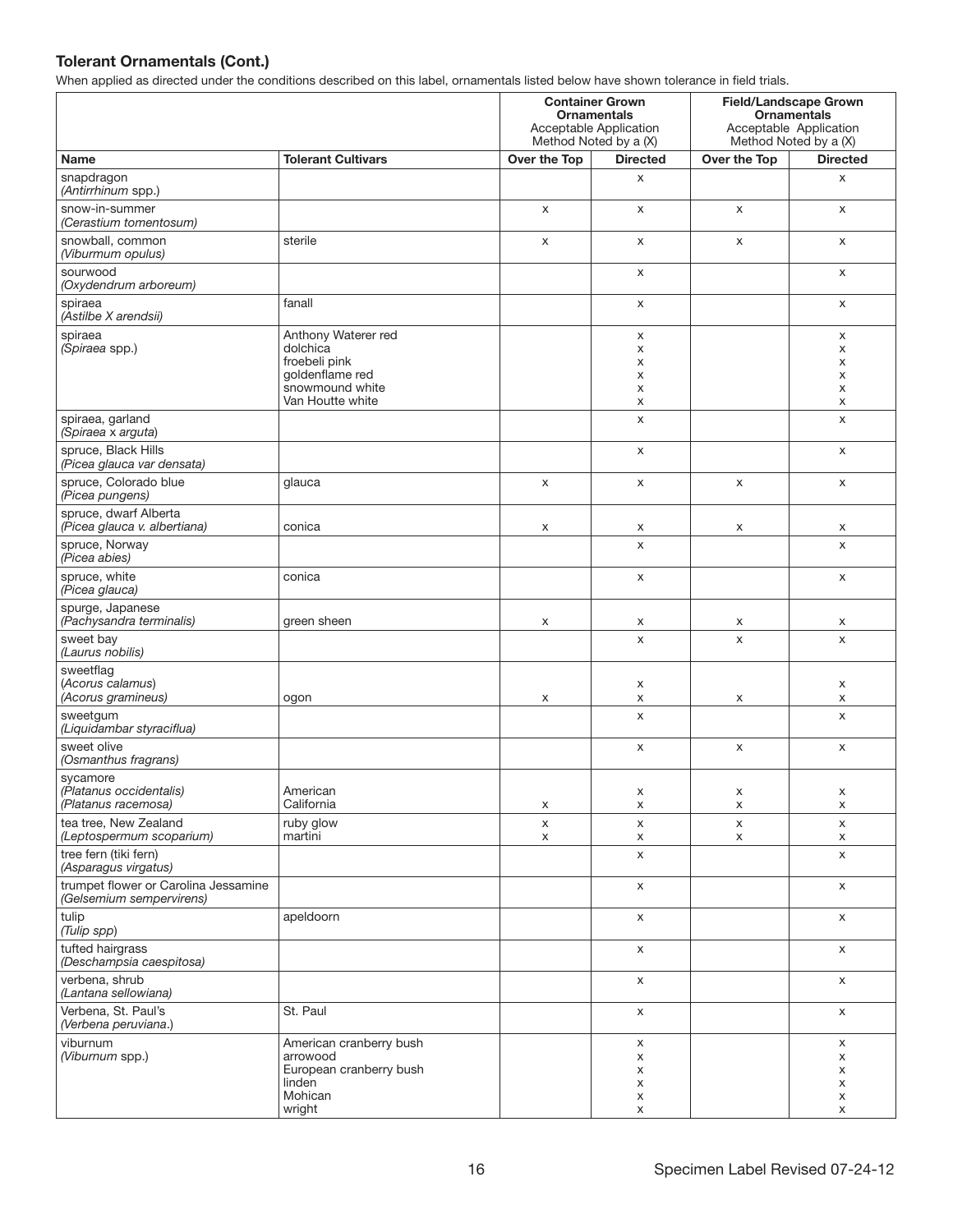### Tolerant Ornamentals (Cont.)

When applied as directed under the conditions described on this label, ornamentals listed below have shown tolerance in field trials.

| | | Container Grown Ornamentals Acceptable Application Method Noted by a (X) | | Field/Landscape Grown Ornamentals Acceptable Application Method Noted by a (X) | |
|---|---|---|---|---|---|
| **Name** | **Tolerant Cultivars** | **Over the Top** | **Directed** | **Over the Top** | **Directed** |
| snapdragon (*Antirrhinum* spp.) | | | x | | x |
| snow-in-summer (*Cerastium tomentosum*) | | x | x | x | x |
| snowball, common (*Viburmum opulus*) | sterile | x | x | x | x |
| sourwood (*Oxydendrum arboreum*) | | | x | | x |
| spiraea (*Astilbe X arendsii*) | fanall | | x | | x |
| spiraea (*Spiraea* spp.) | Anthony Waterer red | | x | | x |
| | dolchica | | x | | x |
| | froebeli pink | | x | | x |
| | goldenflame red | | x | | x |
| | snowmound white | | x | | x |
| | Van Houtte white | | x | | x |
| spiraea, garland (*Spiraea* x *arguta*) | | | x | | x |
| spruce, Black Hills (*Picea glauca var densata)* | | | x | | x |
| spruce, Colorado blue (*Picea pungens*) | glauca | x | x | x | x |
| spruce, dwarf Alberta (*Picea glauca v. albertiana*) | conica | x | x | x | x |
| spruce, Norway (*Picea abies*) | | | x | | x |
| spruce, white (*Picea glauca*) | conica | | x | | x |
| spurge, Japanese (*Pachysandra terminalis*) | green sheen | x | x | x | x |
| sweet bay (*Laurus nobilis*) | | | x | x | x |
| sweetflag (*Acorus calamus*) | | | x | | x |
| (*Acorus gramineus*) | ogon | x | x | x | x |
| sweetgum (*Liquidambar styraciflua*) | | | x | | x |
| sweet olive (*Osmanthus fragrans*) | | | x | x | x |
| sycamore (*Platanus occidentalis*) | American | | x | x | x |
| (*Platanus racemosa*) | California | x | x | x | x |
| tea tree, New Zealand (*Leptospermum scoparium*) | ruby glow | x | x | x | x |
| | martini | x | x | x | x |
| tree fern (tiki fern) (*Asparagus virgatus*) | | | x | | x |
| trumpet flower or Carolina Jessamine (*Gelsemium sempervirens*) | | | x | | x |
| tulip (*Tulip spp*) | apeldoorn | | x | | x |
| tufted hairgrass (*Deschampsia caespitosa*) | | | x | | x |
| verbena, shrub (*Lantana sellowiana*) | | | x | | x |
| Verbena, St. Paul's (*Verbena peruviana*.) | St. Paul | | x | | x |
| viburnum (*Viburnum* spp.) | American cranberry bush | | x | | x |
| | arrowood | | x | | x |
| | European cranberry bush | | x | | x |
| | linden | | x | | x |
| | Mohican | | x | | x |
| | wright | | x | | x |

Specimen Label Revised 07-24-12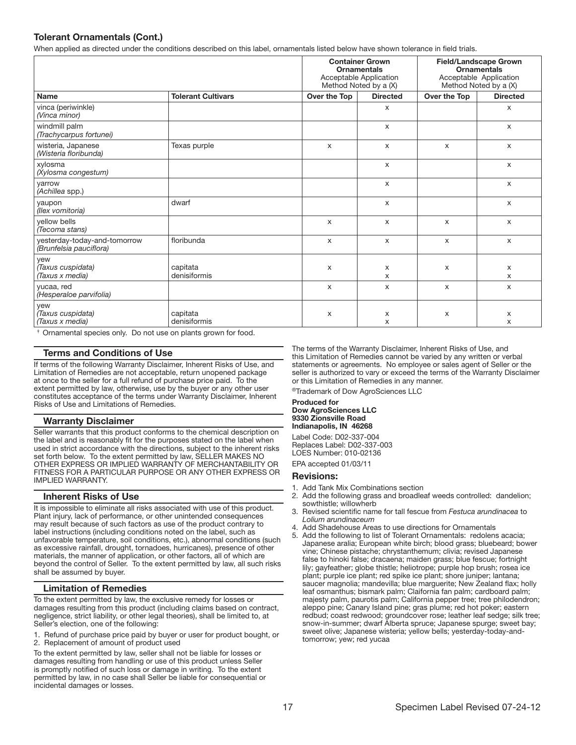### Tolerant Ornamentals (Cont.)

When applied as directed under the conditions described on this label, ornamentals listed below have shown tolerance in field trials.

| | | Container Grown Ornamentals Acceptable Application Method Noted by a (X) | | Field/Landscape Grown Ornamentals Acceptable Application Method Noted by a (X) | |
|---|---|---|---|---|---|
| **Name** | **Tolerant Cultivars** | **Over the Top** | **Directed** | **Over the Top** | **Directed** |
| vinca (periwinkle) *(Vinca minor)* | | | x | | x |
| windmill palm *(Trachycarpus fortunei)* | | | x | | x |
| wisteria, Japanese *(Wisteria floribunda)* | Texas purple | x | x | x | x |
| xylosma *(Xylosma congestum)* | | | x | | x |
| yarrow *(Achillea* spp.) | | | x | | x |
| yaupon *(Ilex vomitoria)* | dwarf | | x | | x |
| yellow bells *(Tecoma stans)* | | x | x | x | x |
| yesterday-today-and-tomorrow *(Brunfelsia pauciflora)* | floribunda | x | x | x | x |
| yew *(Taxus cuspidata)* *(Taxus x media)* | capitata denisiformis | x | x x | x | x x |
| yucaa, red *(Hesperaloe parvifolia)* | | x | x | x | x |
| yew *(Taxus cuspidata)* *(Taxus x media)* | capitata denisiformis | x | x x | x | x x |

† Ornamental species only. Do not use on plants grown for food.

### Terms and Conditions of Use

If terms of the following Warranty Disclaimer, Inherent Risks of Use, and Limitation of Remedies are not acceptable, return unopened package at once to the seller for a full refund of purchase price paid. To the extent permitted by law, otherwise, use by the buyer or any other user constitutes acceptance of the terms under Warranty Disclaimer, Inherent Risks of Use and Limitations of Remedies.

### Warranty Disclaimer

Seller warrants that this product conforms to the chemical description on the label and is reasonably fit for the purposes stated on the label when used in strict accordance with the directions, subject to the inherent risks set forth below. To the extent permitted by law, SELLER MAKES NO OTHER EXPRESS OR IMPLIED WARRANTY OF MERCHANTABILITY OR FITNESS FOR A PARTICULAR PURPOSE OR ANY OTHER EXPRESS OR IMPLIED WARRANTY.

### Inherent Risks of Use

It is impossible to eliminate all risks associated with use of this product. Plant injury, lack of performance, or other unintended consequences may result because of such factors as use of the product contrary to label instructions (including conditions noted on the label, such as unfavorable temperature, soil conditions, etc.), abnormal conditions (such as excessive rainfall, drought, tornadoes, hurricanes), presence of other materials, the manner of application, or other factors, all of which are beyond the control of Seller. To the extent permitted by law, all such risks shall be assumed by buyer.

### Limitation of Remedies

To the extent permitted by law, the exclusive remedy for losses or damages resulting from this product (including claims based on contract, negligence, strict liability, or other legal theories), shall be limited to, at Seller's election, one of the following:

1. Refund of purchase price paid by buyer or user for product bought, or
2. Replacement of amount of product used

To the extent permitted by law, seller shall not be liable for losses or damages resulting from handling or use of this product unless Seller is promptly notified of such loss or damage in writing. To the extent permitted by law, in no case shall Seller be liable for consequential or incidental damages or losses.

The terms of the Warranty Disclaimer, Inherent Risks of Use, and this Limitation of Remedies cannot be varied by any written or verbal statements or agreements. No employee or sales agent of Seller or the seller is authorized to vary or exceed the terms of the Warranty Disclaimer or this Limitation of Remedies in any manner.

®Trademark of Dow AgroSciences LLC

**Produced for**
**Dow AgroSciences LLC**
**9330 Zionsville Road**
**Indianapolis, IN 46268**

Label Code: D02-337-004
Replaces Label: D02-337-003
LOES Number: 010-02136

EPA accepted 01/03/11

### Revisions:

1. Add Tank Mix Combinations section
2. Add the following grass and broadleaf weeds controlled: dandelion; sowthistle; willowherb
3. Revised scientific name for tall fescue from *Festuca arundinacea* to *Lolium arundinaceum*
4. Add Shadehouse Areas to use directions for Ornamentals
5. Add the following to list of Tolerant Ornamentals: redolens acacia; Japanese aralia; European white birch; blood grass; bluebeard; bower vine; Chinese pistache; chrystanthemum; clivia; revised Japanese false to hinoki false; dracaena; maiden grass; blue fescue; fortnight lily; gayfeather; globe thistle; heliotrope; purple hop brush; rosea ice plant; purple ice plant; red spike ice plant; shore juniper; lantana; saucer magnolia; mandevilla; blue marguerite; New Zealand flax; holly leaf osmanthus; bismark palm; Claifornia fan palm; cardboard palm; majesty palm, paurotis palm; California pepper tree; tree philodendron; aleppo pine; Canary Island pine; gras plume; red hot poker; eastern redbud; coast redwood; groundcover rose; leather leaf sedge; silk tree; snow-in-summer; dwarf Alberta spruce; Japanese spurge; sweet bay; sweet olive; Japanese wisteria; yellow bells; yesterday-today-and-tomorrow; yew; red yucaa

Specimen Label Revised 07-24-12